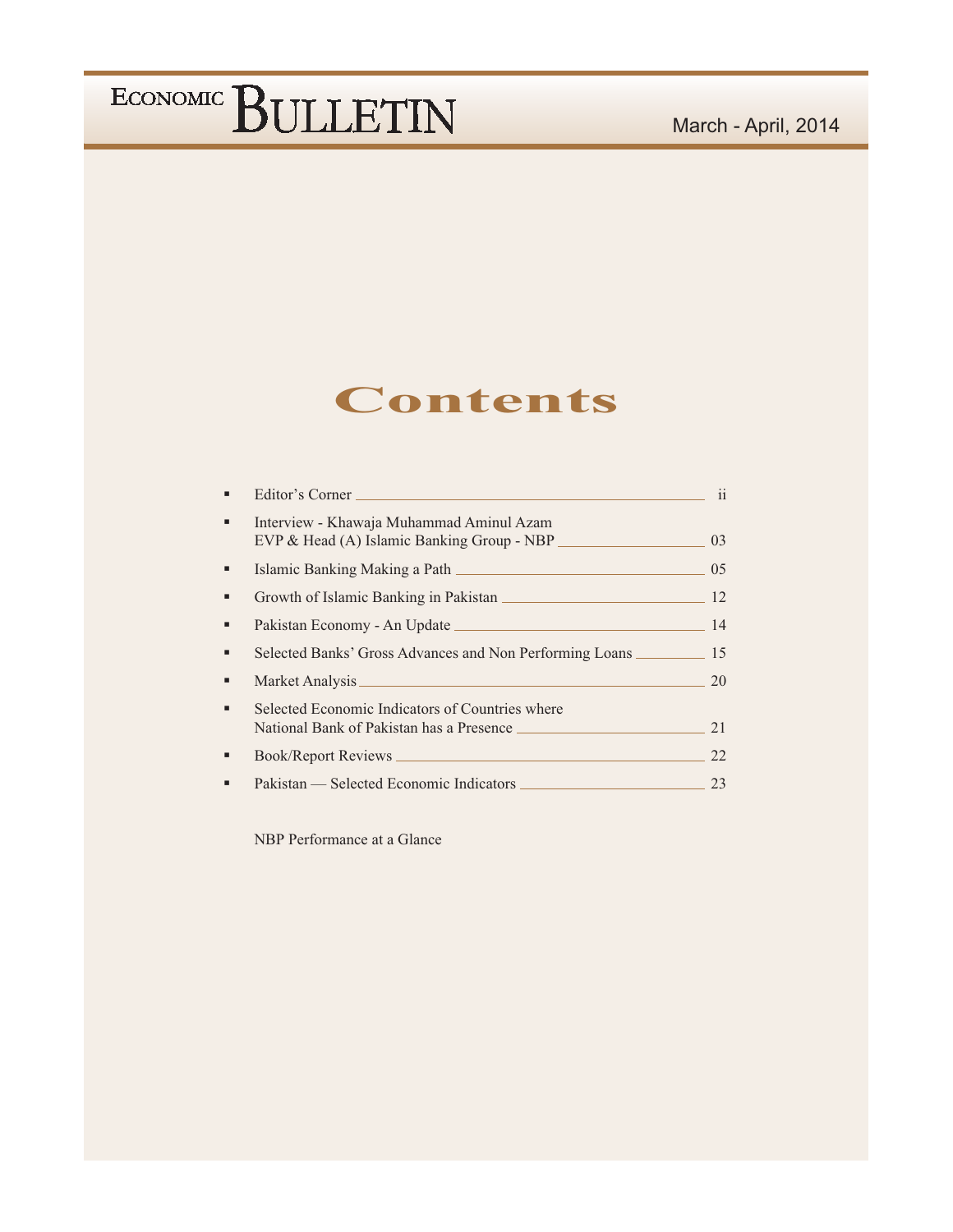# ECONOMIC BULLETIN

March - April, 2014

## Contents

- Editor's Corner ______ ii
- Interview - Khawaja Muhammad Aminul Azam EVP & Head (A) Islamic Banking Group - NBP ______ 03
- Islamic Banking Making a Path ______ 05
- Growth of Islamic Banking in Pakistan ______ 12
- Pakistan Economy - An Update ______ 14
- Selected Banks' Gross Advances and Non Performing Loans ______ 15
- Market Analysis ______ 20
- Selected Economic Indicators of Countries where National Bank of Pakistan has a Presence ______ 21
- Book/Report Reviews ______ 22
- Pakistan — Selected Economic Indicators ______ 23

NBP Performance at a Glance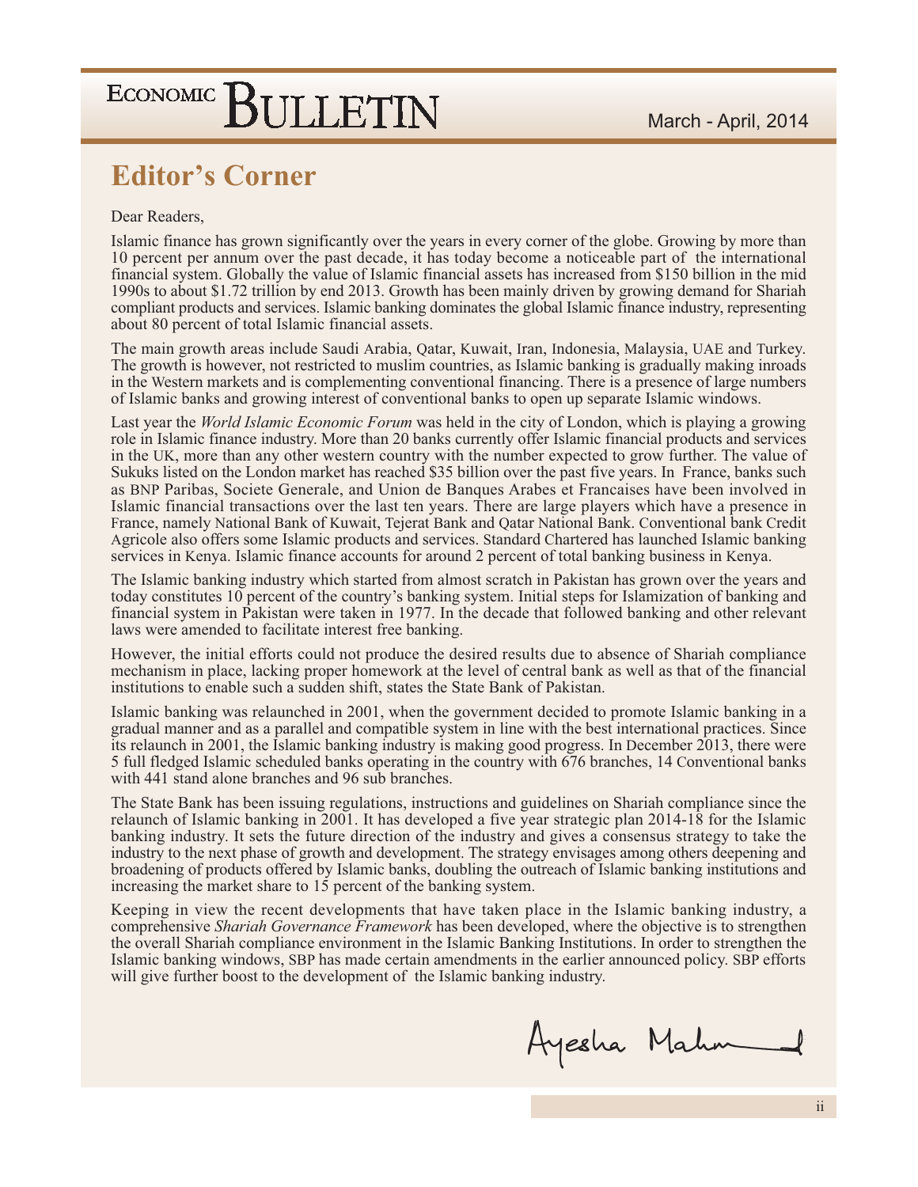## Editor's Corner

Dear Readers,

Islamic finance has grown significantly over the years in every corner of the globe. Growing by more than 10 percent per annum over the past decade, it has today become a noticeable part of the international financial system. Globally the value of Islamic financial assets has increased from $150 billion in the mid 1990s to about $1.72 trillion by end 2013. Growth has been mainly driven by growing demand for Shariah compliant products and services. Islamic banking dominates the global Islamic finance industry, representing about 80 percent of total Islamic financial assets.

The main growth areas include Saudi Arabia, Qatar, Kuwait, Iran, Indonesia, Malaysia, UAE and Turkey. The growth is however, not restricted to muslim countries, as Islamic banking is gradually making inroads in the Western markets and is complementing conventional financing. There is a presence of large numbers of Islamic banks and growing interest of conventional banks to open up separate Islamic windows.

Last year the *World Islamic Economic Forum* was held in the city of London, which is playing a growing role in Islamic finance industry. More than 20 banks currently offer Islamic financial products and services in the UK, more than any other western country with the number expected to grow further. The value of Sukuks listed on the London market has reached $35 billion over the past five years. In France, banks such as BNP Paribas, Societe Generale, and Union de Banques Arabes et Francaises have been involved in Islamic financial transactions over the last ten years. There are large players which have a presence in France, namely National Bank of Kuwait, Tejerat Bank and Qatar National Bank. Conventional bank Credit Agricole also offers some Islamic products and services. Standard Chartered has launched Islamic banking services in Kenya. Islamic finance accounts for around 2 percent of total banking business in Kenya.

The Islamic banking industry which started from almost scratch in Pakistan has grown over the years and today constitutes 10 percent of the country's banking system. Initial steps for Islamization of banking and financial system in Pakistan were taken in 1977. In the decade that followed banking and other relevant laws were amended to facilitate interest free banking.

However, the initial efforts could not produce the desired results due to absence of Shariah compliance mechanism in place, lacking proper homework at the level of central bank as well as that of the financial institutions to enable such a sudden shift, states the State Bank of Pakistan.

Islamic banking was relaunched in 2001, when the government decided to promote Islamic banking in a gradual manner and as a parallel and compatible system in line with the best international practices. Since its relaunch in 2001, the Islamic banking industry is making good progress. In December 2013, there were 5 full fledged Islamic scheduled banks operating in the country with 676 branches, 14 Conventional banks with 441 stand alone branches and 96 sub branches.

The State Bank has been issuing regulations, instructions and guidelines on Shariah compliance since the relaunch of Islamic banking in 2001. It has developed a five year strategic plan 2014-18 for the Islamic banking industry. It sets the future direction of the industry and gives a consensus strategy to take the industry to the next phase of growth and development. The strategy envisages among others deepening and broadening of products offered by Islamic banks, doubling the outreach of Islamic banking institutions and increasing the market share to 15 percent of the banking system.

Keeping in view the recent developments that have taken place in the Islamic banking industry, a comprehensive *Shariah Governance Framework* has been developed, where the objective is to strengthen the overall Shariah compliance environment in the Islamic Banking Institutions. In order to strengthen the Islamic banking windows, SBP has made certain amendments in the earlier announced policy. SBP efforts will give further boost to the development of the Islamic banking industry.

Ayesha Mahmud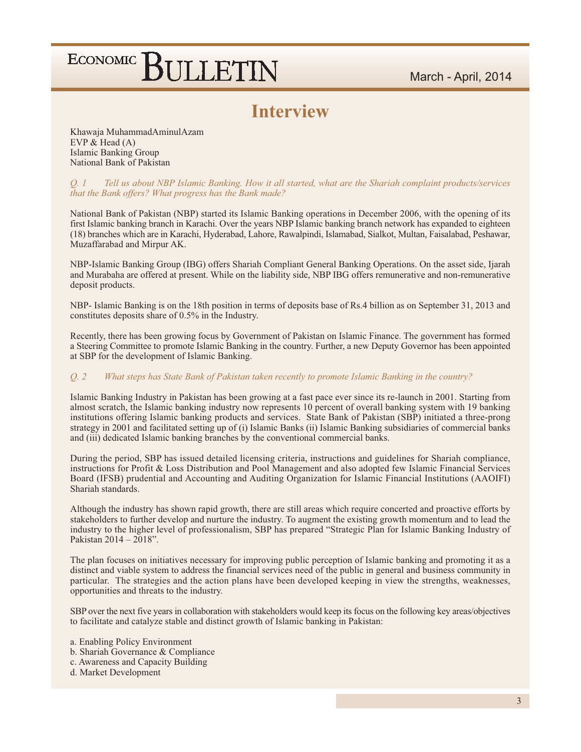# Interview

Khawaja MuhammadAminulAzam
EVP & Head (A)
Islamic Banking Group
National Bank of Pakistan

*Q. 1 Tell us about NBP Islamic Banking. How it all started, what are the Shariah complaint products/services that the Bank offers? What progress has the Bank made?*

National Bank of Pakistan (NBP) started its Islamic Banking operations in December 2006, with the opening of its first Islamic banking branch in Karachi. Over the years NBP Islamic banking branch network has expanded to eighteen (18) branches which are in Karachi, Hyderabad, Lahore, Rawalpindi, Islamabad, Sialkot, Multan, Faisalabad, Peshawar, Muzaffarabad and Mirpur AK.

NBP-Islamic Banking Group (IBG) offers Shariah Compliant General Banking Operations. On the asset side, Ijarah and Murabaha are offered at present. While on the liability side, NBP IBG offers remunerative and non-remunerative deposit products.

NBP- Islamic Banking is on the 18th position in terms of deposits base of Rs.4 billion as on September 31, 2013 and constitutes deposits share of 0.5% in the Industry.

Recently, there has been growing focus by Government of Pakistan on Islamic Finance. The government has formed a Steering Committee to promote Islamic Banking in the country. Further, a new Deputy Governor has been appointed at SBP for the development of Islamic Banking.

*Q. 2 What steps has State Bank of Pakistan taken recently to promote Islamic Banking in the country?*

Islamic Banking Industry in Pakistan has been growing at a fast pace ever since its re-launch in 2001. Starting from almost scratch, the Islamic banking industry now represents 10 percent of overall banking system with 19 banking institutions offering Islamic banking products and services. State Bank of Pakistan (SBP) initiated a three-prong strategy in 2001 and facilitated setting up of (i) Islamic Banks (ii) Islamic Banking subsidiaries of commercial banks and (iii) dedicated Islamic banking branches by the conventional commercial banks.

During the period, SBP has issued detailed licensing criteria, instructions and guidelines for Shariah compliance, instructions for Profit & Loss Distribution and Pool Management and also adopted few Islamic Financial Services Board (IFSB) prudential and Accounting and Auditing Organization for Islamic Financial Institutions (AAOIFI) Shariah standards.

Although the industry has shown rapid growth, there are still areas which require concerted and proactive efforts by stakeholders to further develop and nurture the industry. To augment the existing growth momentum and to lead the industry to the higher level of professionalism, SBP has prepared "Strategic Plan for Islamic Banking Industry of Pakistan 2014 – 2018".

The plan focuses on initiatives necessary for improving public perception of Islamic banking and promoting it as a distinct and viable system to address the financial services need of the public in general and business community in particular. The strategies and the action plans have been developed keeping in view the strengths, weaknesses, opportunities and threats to the industry.

SBP over the next five years in collaboration with stakeholders would keep its focus on the following key areas/objectives to facilitate and catalyze stable and distinct growth of Islamic banking in Pakistan:

a. Enabling Policy Environment
b. Shariah Governance & Compliance
c. Awareness and Capacity Building
d. Market Development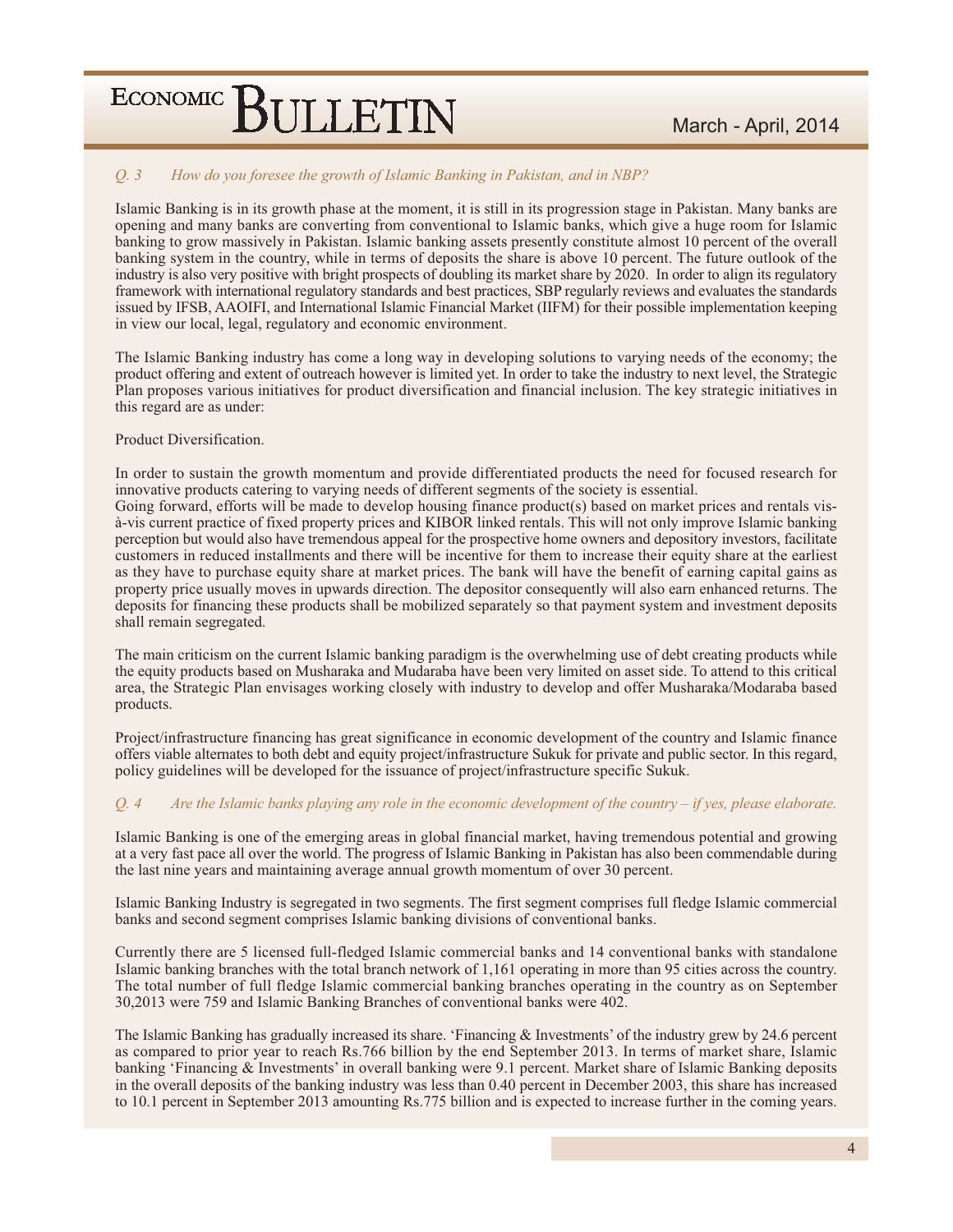*Q. 3 How do you foresee the growth of Islamic Banking in Pakistan, and in NBP?*

Islamic Banking is in its growth phase at the moment, it is still in its progression stage in Pakistan. Many banks are opening and many banks are converting from conventional to Islamic banks, which give a huge room for Islamic banking to grow massively in Pakistan. Islamic banking assets presently constitute almost 10 percent of the overall banking system in the country, while in terms of deposits the share is above 10 percent. The future outlook of the industry is also very positive with bright prospects of doubling its market share by 2020. In order to align its regulatory framework with international regulatory standards and best practices, SBP regularly reviews and evaluates the standards issued by IFSB, AAOIFI, and International Islamic Financial Market (IIFM) for their possible implementation keeping in view our local, legal, regulatory and economic environment.

The Islamic Banking industry has come a long way in developing solutions to varying needs of the economy; the product offering and extent of outreach however is limited yet. In order to take the industry to next level, the Strategic Plan proposes various initiatives for product diversification and financial inclusion. The key strategic initiatives in this regard are as under:

Product Diversification.

In order to sustain the growth momentum and provide differentiated products the need for focused research for innovative products catering to varying needs of different segments of the society is essential.
Going forward, efforts will be made to develop housing finance product(s) based on market prices and rentals vis-à-vis current practice of fixed property prices and KIBOR linked rentals. This will not only improve Islamic banking perception but would also have tremendous appeal for the prospective home owners and depository investors, facilitate customers in reduced installments and there will be incentive for them to increase their equity share at the earliest as they have to purchase equity share at market prices. The bank will have the benefit of earning capital gains as property price usually moves in upwards direction. The depositor consequently will also earn enhanced returns. The deposits for financing these products shall be mobilized separately so that payment system and investment deposits shall remain segregated.

The main criticism on the current Islamic banking paradigm is the overwhelming use of debt creating products while the equity products based on Musharaka and Mudaraba have been very limited on asset side. To attend to this critical area, the Strategic Plan envisages working closely with industry to develop and offer Musharaka/Modaraba based products.

Project/infrastructure financing has great significance in economic development of the country and Islamic finance offers viable alternates to both debt and equity project/infrastructure Sukuk for private and public sector. In this regard, policy guidelines will be developed for the issuance of project/infrastructure specific Sukuk.

*Q. 4 Are the Islamic banks playing any role in the economic development of the country – if yes, please elaborate.*

Islamic Banking is one of the emerging areas in global financial market, having tremendous potential and growing at a very fast pace all over the world. The progress of Islamic Banking in Pakistan has also been commendable during the last nine years and maintaining average annual growth momentum of over 30 percent.

Islamic Banking Industry is segregated in two segments. The first segment comprises full fledge Islamic commercial banks and second segment comprises Islamic banking divisions of conventional banks.

Currently there are 5 licensed full-fledged Islamic commercial banks and 14 conventional banks with standalone Islamic banking branches with the total branch network of 1,161 operating in more than 95 cities across the country. The total number of full fledge Islamic commercial banking branches operating in the country as on September 30,2013 were 759 and Islamic Banking Branches of conventional banks were 402.

The Islamic Banking has gradually increased its share. 'Financing & Investments' of the industry grew by 24.6 percent as compared to prior year to reach Rs.766 billion by the end September 2013. In terms of market share, Islamic banking 'Financing & Investments' in overall banking were 9.1 percent. Market share of Islamic Banking deposits in the overall deposits of the banking industry was less than 0.40 percent in December 2003, this share has increased to 10.1 percent in September 2013 amounting Rs.775 billion and is expected to increase further in the coming years.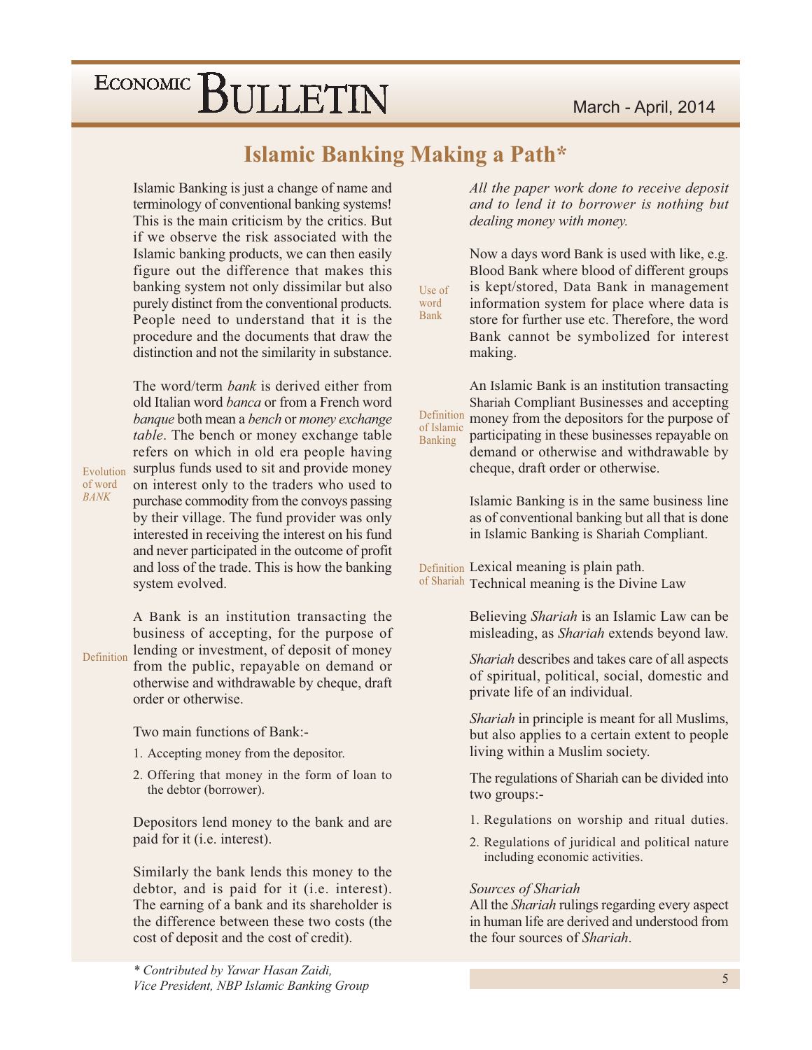# Islamic Banking Making a Path*

Islamic Banking is just a change of name and terminology of conventional banking systems! This is the main criticism by the critics. But if we observe the risk associated with the Islamic banking products, we can then easily figure out the difference that makes this banking system not only dissimilar but also purely distinct from the conventional products. People need to understand that it is the procedure and the documents that draw the distinction and not the similarity in substance.

Evolution of word *BANK*

The word/term *bank* is derived either from old Italian word *banca* or from a French word *banque* both mean a *bench* or *money exchange table*. The bench or money exchange table refers on which in old era people having surplus funds used to sit and provide money on interest only to the traders who used to purchase commodity from the convoys passing by their village. The fund provider was only interested in receiving the interest on his fund and never participated in the outcome of profit and loss of the trade. This is how the banking system evolved.

Definition

A Bank is an institution transacting the business of accepting, for the purpose of lending or investment, of deposit of money from the public, repayable on demand or otherwise and withdrawable by cheque, draft order or otherwise.

Two main functions of Bank:-

1. Accepting money from the depositor.
2. Offering that money in the form of loan to the debtor (borrower).

Depositors lend money to the bank and are paid for it (i.e. interest).

Similarly the bank lends this money to the debtor, and is paid for it (i.e. interest). The earning of a bank and its shareholder is the difference between these two costs (the cost of deposit and the cost of credit).

*All the paper work done to receive deposit and to lend it to borrower is nothing but dealing money with money.*

Use of word Bank

Now a days word Bank is used with like, e.g. Blood Bank where blood of different groups is kept/stored, Data Bank in management information system for place where data is store for further use etc. Therefore, the word Bank cannot be symbolized for interest making.

Definition of Islamic Banking

An Islamic Bank is an institution transacting Shariah Compliant Businesses and accepting money from the depositors for the purpose of participating in these businesses repayable on demand or otherwise and withdrawable by cheque, draft order or otherwise.

Islamic Banking is in the same business line as of conventional banking but all that is done in Islamic Banking is Shariah Compliant.

Definition of Shariah

Lexical meaning is plain path.
Technical meaning is the Divine Law

Believing *Shariah* is an Islamic Law can be misleading, as *Shariah* extends beyond law.

*Shariah* describes and takes care of all aspects of spiritual, political, social, domestic and private life of an individual.

*Shariah* in principle is meant for all Muslims, but also applies to a certain extent to people living within a Muslim society.

The regulations of Shariah can be divided into two groups:-

1. Regulations on worship and ritual duties.
2. Regulations of juridical and political nature including economic activities.

*Sources of Shariah*

All the *Shariah* rulings regarding every aspect in human life are derived and understood from the four sources of *Shariah*.

*\* Contributed by Yawar Hasan Zaidi, Vice President, NBP Islamic Banking Group*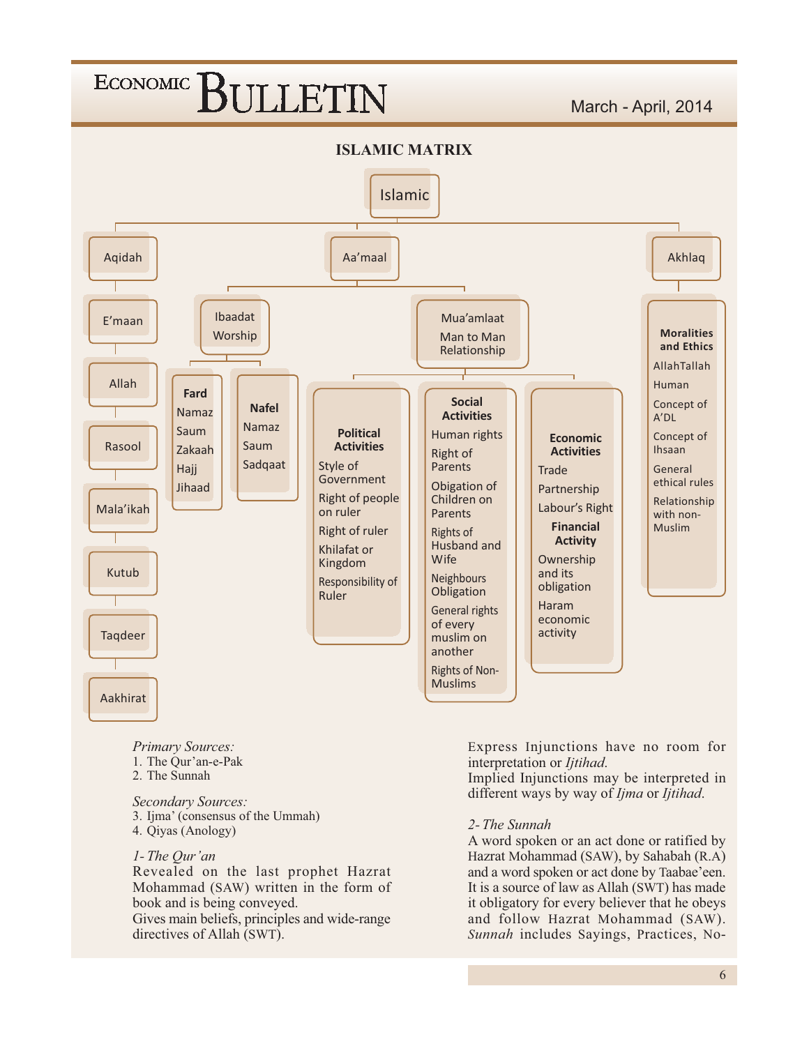## ISLAMIC MATRIX

**Islamic**

- **Aqidah**
  - E'maan
  - Allah
  - Rasool
  - Mala'ikah
  - Kutub
  - Taqdeer
  - Aakhirat
- **Aa'maal**
  - Ibaadat Worship
    - **Fard**: Namaz, Saum, Zakaah, Hajj, Jihaad
    - **Nafel**: Namaz, Saum, Sadqaat
  - Mua'amlaat Man to Man Relationship
    - **Political Activities**: Style of Government; Right of people on ruler; Right of ruler; Khilafat or Kingdom; Responsibility of Ruler
    - **Social Activities**: Human rights; Right of Parents; Obigation of Children on Parents; Rights of Husband and Wife; Neighbours Obligation; General rights of every muslim on another; Rights of Non-Muslims
    - **Economic Activities**: Trade; Partnership; Labour's Right
      - **Financial Activity**: Ownership and its obligation; Haram economic activity
- **Akhlaq**
  - **Moralities and Ethics**: AllahTallah; Human; Concept of A'DL; Concept of Ihsaan; General ethical rules; Relationship with non-Muslim

*Primary Sources:*

1. The Qur'an-e-Pak
2. The Sunnah

*Secondary Sources:*

3. Ijma' (consensus of the Ummah)
4. Qiyas (Anology)

*1- The Qur'an*

Revealed on the last prophet Hazrat Mohammad (SAW) written in the form of book and is being conveyed.

Gives main beliefs, principles and wide-range directives of Allah (SWT).

Express Injunctions have no room for interpretation or *Ijtihad.*

Implied Injunctions may be interpreted in different ways by way of *Ijma* or *Ijtihad.*

*2- The Sunnah*

A word spoken or an act done or ratified by Hazrat Mohammad (SAW), by Sahabah (R.A) and a word spoken or act done by Taabae'een. It is a source of law as Allah (SWT) has made it obligatory for every believer that he obeys and follow Hazrat Mohammad (SAW). *Sunnah* includes Sayings, Practices, No-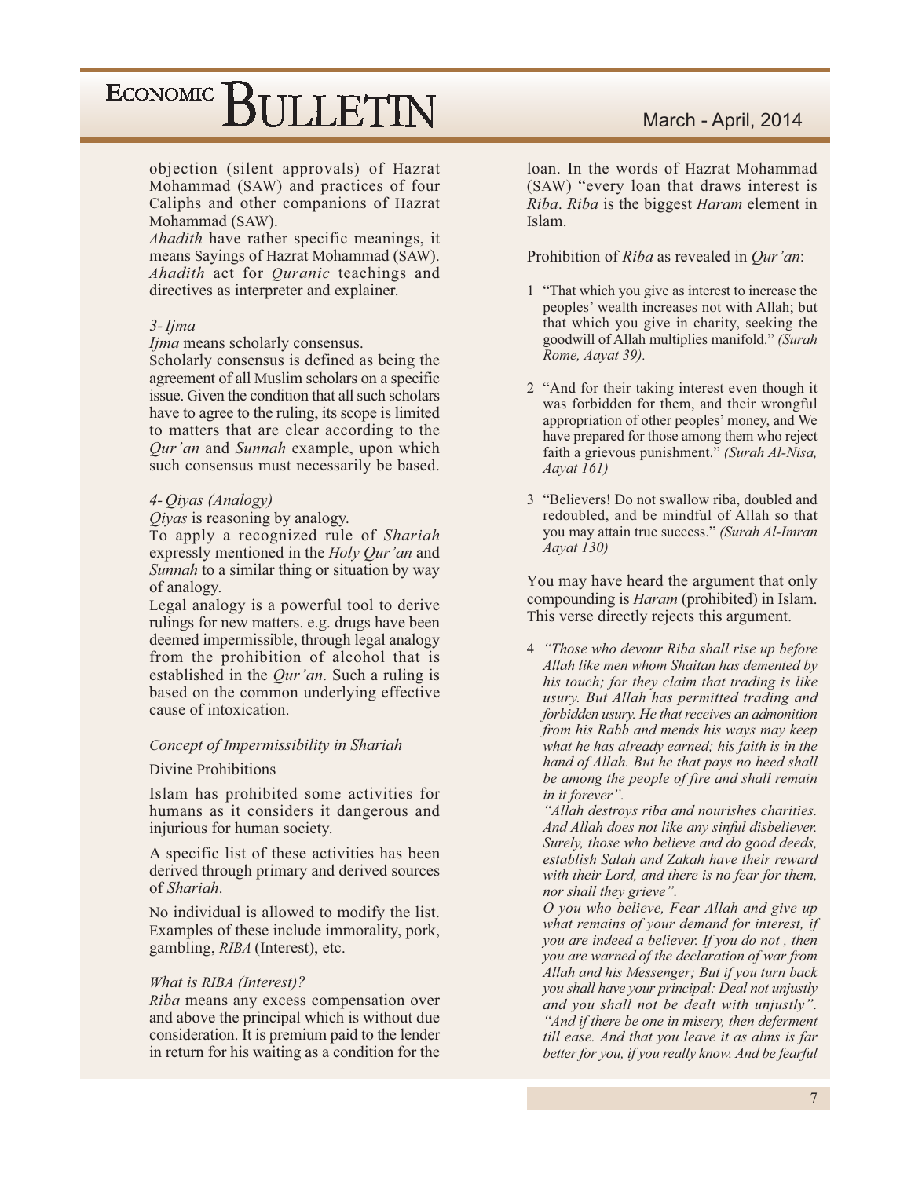objection (silent approvals) of Hazrat Mohammad (SAW) and practices of four Caliphs and other companions of Hazrat Mohammad (SAW).

*Ahadith* have rather specific meanings, it means Sayings of Hazrat Mohammad (SAW). *Ahadith* act for *Quranic* teachings and directives as interpreter and explainer.

*3- Ijma*

*Ijma* means scholarly consensus.

Scholarly consensus is defined as being the agreement of all Muslim scholars on a specific issue. Given the condition that all such scholars have to agree to the ruling, its scope is limited to matters that are clear according to the *Qur'an* and *Sunnah* example, upon which such consensus must necessarily be based.

*4- Qiyas (Analogy)*

*Qiyas* is reasoning by analogy.

To apply a recognized rule of *Shariah* expressly mentioned in the *Holy Qur'an* and *Sunnah* to a similar thing or situation by way of analogy.

Legal analogy is a powerful tool to derive rulings for new matters. e.g. drugs have been deemed impermissible, through legal analogy from the prohibition of alcohol that is established in the *Qur'an*. Such a ruling is based on the common underlying effective cause of intoxication.

*Concept of Impermissibility in Shariah*

Divine Prohibitions

Islam has prohibited some activities for humans as it considers it dangerous and injurious for human society.

A specific list of these activities has been derived through primary and derived sources of *Shariah*.

No individual is allowed to modify the list. Examples of these include immorality, pork, gambling, *RIBA* (Interest), etc.

*What is RIBA (Interest)?*

*Riba* means any excess compensation over and above the principal which is without due consideration. It is premium paid to the lender in return for his waiting as a condition for the loan. In the words of Hazrat Mohammad (SAW) "every loan that draws interest is *Riba*. *Riba* is the biggest *Haram* element in Islam.

Prohibition of *Riba* as revealed in *Qur'an*:

1 "That which you give as interest to increase the peoples' wealth increases not with Allah; but that which you give in charity, seeking the goodwill of Allah multiplies manifold." *(Surah Rome, Aayat 39).*

2 "And for their taking interest even though it was forbidden for them, and their wrongful appropriation of other peoples' money, and We have prepared for those among them who reject faith a grievous punishment." *(Surah Al-Nisa, Aayat 161)*

3 "Believers! Do not swallow riba, doubled and redoubled, and be mindful of Allah so that you may attain true success." *(Surah Al-Imran Aayat 130)*

You may have heard the argument that only compounding is *Haram* (prohibited) in Islam. This verse directly rejects this argument.

4 *"Those who devour Riba shall rise up before Allah like men whom Shaitan has demented by his touch; for they claim that trading is like usury. But Allah has permitted trading and forbidden usury. He that receives an admonition from his Rabb and mends his ways may keep what he has already earned; his faith is in the hand of Allah. But he that pays no heed shall be among the people of fire and shall remain in it forever".*

*"Allah destroys riba and nourishes charities. And Allah does not like any sinful disbeliever. Surely, those who believe and do good deeds, establish Salah and Zakah have their reward with their Lord, and there is no fear for them, nor shall they grieve".*

*O you who believe, Fear Allah and give up what remains of your demand for interest, if you are indeed a believer. If you do not , then you are warned of the declaration of war from Allah and his Messenger; But if you turn back you shall have your principal: Deal not unjustly and you shall not be dealt with unjustly".*

*"And if there be one in misery, then deferment till ease. And that you leave it as alms is far better for you, if you really know. And be fearful*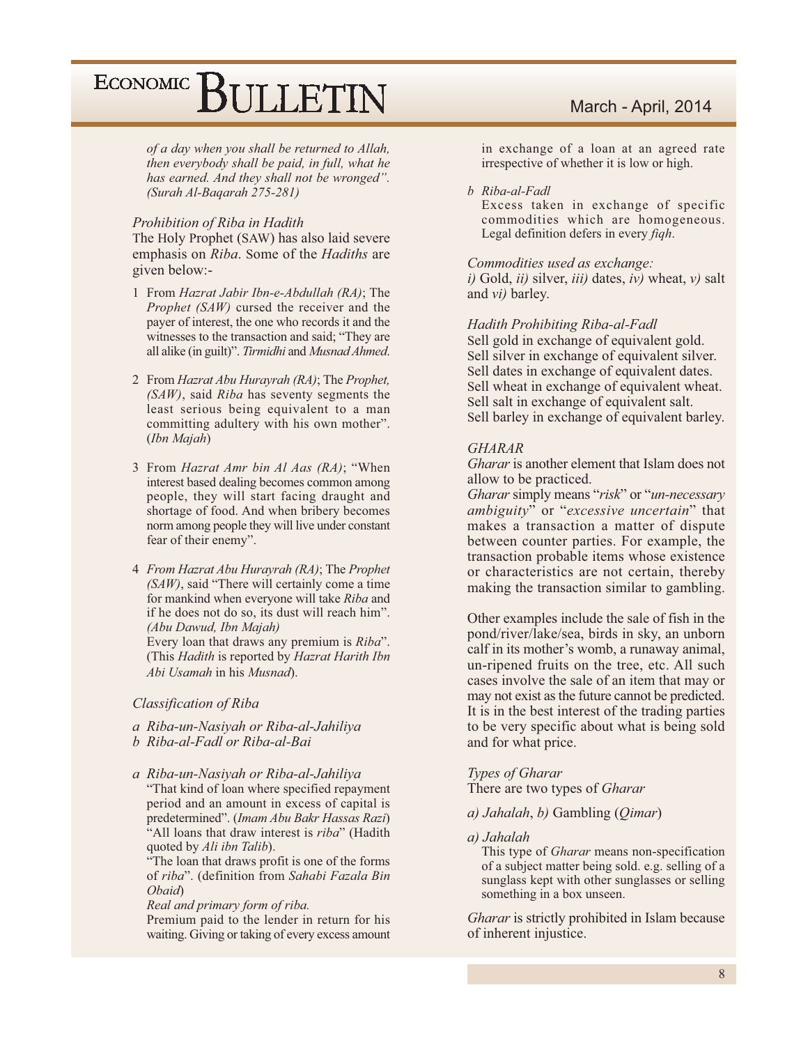*of a day when you shall be returned to Allah, then everybody shall be paid, in full, what he has earned. And they shall not be wronged". (Surah Al-Baqarah 275-281)*

### *Prohibition of Riba in Hadith*

The Holy Prophet (SAW) has also laid severe emphasis on *Riba*. Some of the *Hadiths* are given below:-

1. From *Hazrat Jabir Ibn-e-Abdullah (RA)*; The *Prophet (SAW)* cursed the receiver and the payer of interest, the one who records it and the witnesses to the transaction and said; "They are all alike (in guilt)". *Tirmidhi* and *Musnad Ahmed*.

2. From *Hazrat Abu Hurayrah (RA)*; The *Prophet, (SAW)*, said *Riba* has seventy segments the least serious being equivalent to a man committing adultery with his own mother". (*Ibn Majah*)

3. From *Hazrat Amr bin Al Aas (RA)*; "When interest based dealing becomes common among people, they will start facing draught and shortage of food. And when bribery becomes norm among people they will live under constant fear of their enemy".

4. *From Hazrat Abu Hurayrah (RA)*; The *Prophet (SAW)*, said "There will certainly come a time for mankind when everyone will take *Riba* and if he does not do so, its dust will reach him". *(Abu Dawud, Ibn Majah)*
   Every loan that draws any premium is *Riba*". (This *Hadith* is reported by *Hazrat Harith Ibn Abi Usamah* in his *Musnad*).

### *Classification of Riba*

a *Riba-un-Nasiyah or Riba-al-Jahiliya*
b *Riba-al-Fadl or Riba-al-Bai*

a *Riba-un-Nasiyah or Riba-al-Jahiliya*
"That kind of loan where specified repayment period and an amount in excess of capital is predetermined". (*Imam Abu Bakr Hassas Razi*)
"All loans that draw interest is *riba*" (Hadith quoted by *Ali ibn Talib*).
"The loan that draws profit is one of the forms of *riba*". (definition from *Sahabi Fazala Bin Obaid*)
*Real and primary form of riba.*
Premium paid to the lender in return for his waiting. Giving or taking of every excess amount in exchange of a loan at an agreed rate irrespective of whether it is low or high.

b *Riba-al-Fadl*
Excess taken in exchange of specific commodities which are homogeneous. Legal definition defers in every *fiqh*.

*Commodities used as exchange:*
*i)* Gold, *ii)* silver, *iii)* dates, *iv)* wheat, *v)* salt and *vi)* barley.

### *Hadith Prohibiting Riba-al-Fadl*

Sell gold in exchange of equivalent gold.
Sell silver in exchange of equivalent silver.
Sell dates in exchange of equivalent dates.
Sell wheat in exchange of equivalent wheat.
Sell salt in exchange of equivalent salt.
Sell barley in exchange of equivalent barley.

### *GHARAR*

*Gharar* is another element that Islam does not allow to be practiced.
*Gharar* simply means "*risk*" or "*un-necessary ambiguity*" or "*excessive uncertain*" that makes a transaction a matter of dispute between counter parties. For example, the transaction probable items whose existence or characteristics are not certain, thereby making the transaction similar to gambling.

Other examples include the sale of fish in the pond/river/lake/sea, birds in sky, an unborn calf in its mother's womb, a runaway animal, un-ripened fruits on the tree, etc. All such cases involve the sale of an item that may or may not exist as the future cannot be predicted. It is in the best interest of the trading parties to be very specific about what is being sold and for what price.

### *Types of Gharar*

There are two types of *Gharar*

*a) Jahalah*, *b)* Gambling (*Qimar*)

*a) Jahalah*
This type of *Gharar* means non-specification of a subject matter being sold. e.g. selling of a sunglass kept with other sunglasses or selling something in a box unseen.

*Gharar* is strictly prohibited in Islam because of inherent injustice.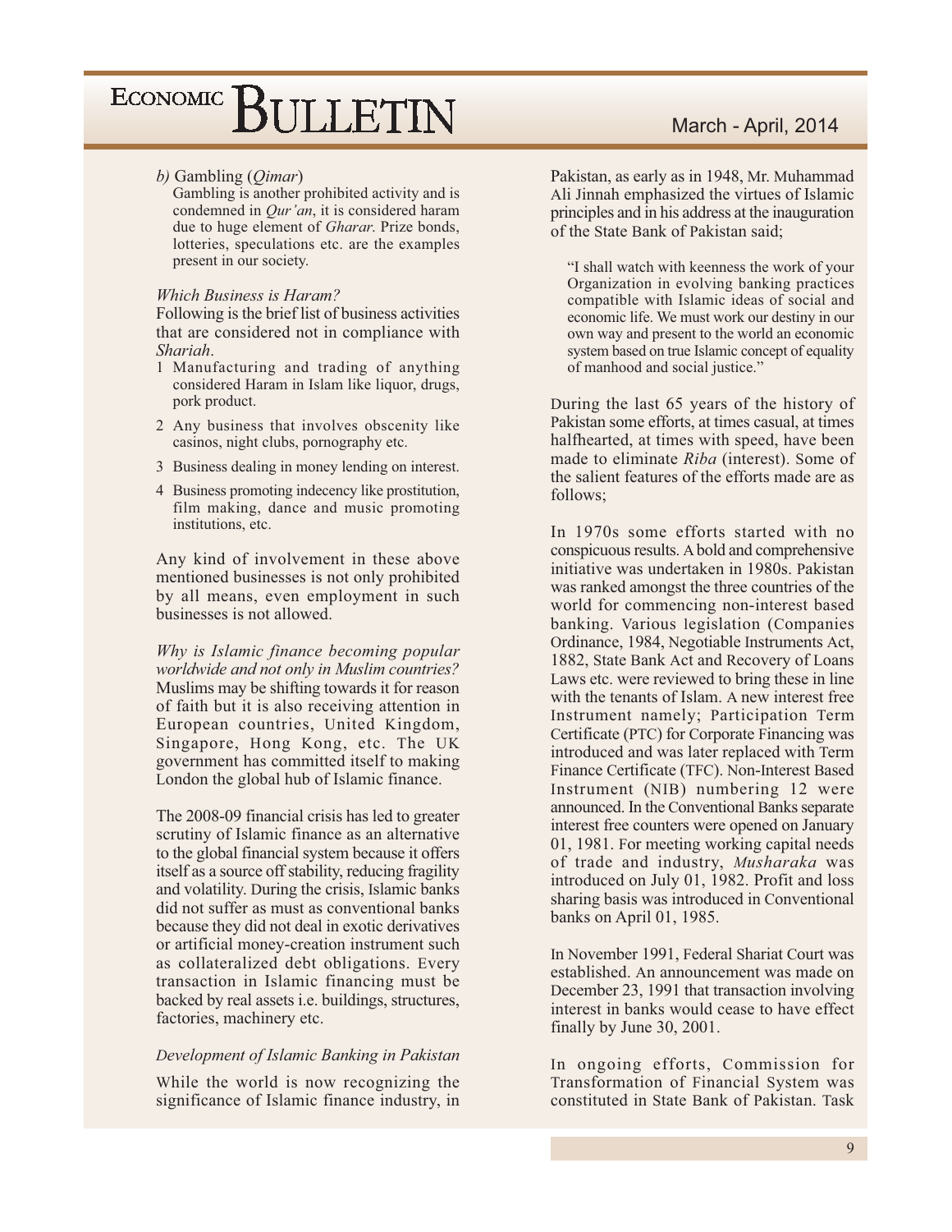*b)* Gambling (*Qimar*)

Gambling is another prohibited activity and is condemned in *Qur'an*, it is considered haram due to huge element of *Gharar.* Prize bonds, lotteries, speculations etc. are the examples present in our society.

*Which Business is Haram?*

Following is the brief list of business activities that are considered not in compliance with *Shariah*.

1 Manufacturing and trading of anything considered Haram in Islam like liquor, drugs, pork product.

2 Any business that involves obscenity like casinos, night clubs, pornography etc.

3 Business dealing in money lending on interest.

4 Business promoting indecency like prostitution, film making, dance and music promoting institutions, etc.

Any kind of involvement in these above mentioned businesses is not only prohibited by all means, even employment in such businesses is not allowed.

*Why is Islamic finance becoming popular worldwide and not only in Muslim countries?*

Muslims may be shifting towards it for reason of faith but it is also receiving attention in European countries, United Kingdom, Singapore, Hong Kong, etc. The UK government has committed itself to making London the global hub of Islamic finance.

The 2008-09 financial crisis has led to greater scrutiny of Islamic finance as an alternative to the global financial system because it offers itself as a source off stability, reducing fragility and volatility. During the crisis, Islamic banks did not suffer as must as conventional banks because they did not deal in exotic derivatives or artificial money-creation instrument such as collateralized debt obligations. Every transaction in Islamic financing must be backed by real assets i.e. buildings, structures, factories, machinery etc.

*Development of Islamic Banking in Pakistan*

While the world is now recognizing the significance of Islamic finance industry, in Pakistan, as early as in 1948, Mr. Muhammad Ali Jinnah emphasized the virtues of Islamic principles and in his address at the inauguration of the State Bank of Pakistan said;

> "I shall watch with keenness the work of your Organization in evolving banking practices compatible with Islamic ideas of social and economic life. We must work our destiny in our own way and present to the world an economic system based on true Islamic concept of equality of manhood and social justice."

During the last 65 years of the history of Pakistan some efforts, at times casual, at times halfhearted, at times with speed, have been made to eliminate *Riba* (interest). Some of the salient features of the efforts made are as follows;

In 1970s some efforts started with no conspicuous results. A bold and comprehensive initiative was undertaken in 1980s. Pakistan was ranked amongst the three countries of the world for commencing non-interest based banking. Various legislation (Companies Ordinance, 1984, Negotiable Instruments Act, 1882, State Bank Act and Recovery of Loans Laws etc. were reviewed to bring these in line with the tenants of Islam. A new interest free Instrument namely; Participation Term Certificate (PTC) for Corporate Financing was introduced and was later replaced with Term Finance Certificate (TFC). Non-Interest Based Instrument (NIB) numbering 12 were announced. In the Conventional Banks separate interest free counters were opened on January 01, 1981. For meeting working capital needs of trade and industry, *Musharaka* was introduced on July 01, 1982. Profit and loss sharing basis was introduced in Conventional banks on April 01, 1985.

In November 1991, Federal Shariat Court was established. An announcement was made on December 23, 1991 that transaction involving interest in banks would cease to have effect finally by June 30, 2001.

In ongoing efforts, Commission for Transformation of Financial System was constituted in State Bank of Pakistan. Task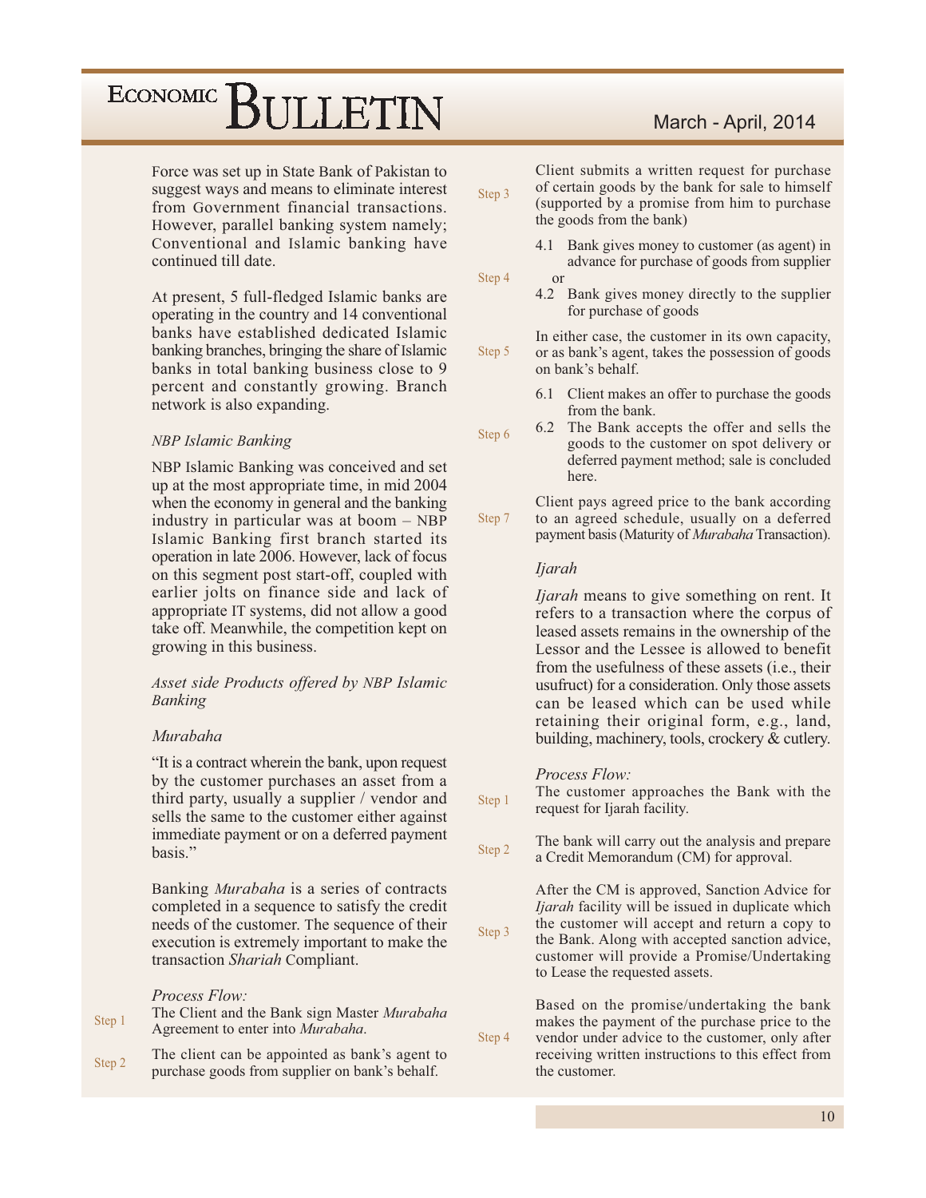Force was set up in State Bank of Pakistan to suggest ways and means to eliminate interest from Government financial transactions. However, parallel banking system namely; Conventional and Islamic banking have continued till date.

At present, 5 full-fledged Islamic banks are operating in the country and 14 conventional banks have established dedicated Islamic banking branches, bringing the share of Islamic banks in total banking business close to 9 percent and constantly growing. Branch network is also expanding.

*NBP Islamic Banking*

NBP Islamic Banking was conceived and set up at the most appropriate time, in mid 2004 when the economy in general and the banking industry in particular was at boom – NBP Islamic Banking first branch started its operation in late 2006. However, lack of focus on this segment post start-off, coupled with earlier jolts on finance side and lack of appropriate IT systems, did not allow a good take off. Meanwhile, the competition kept on growing in this business.

*Asset side Products offered by NBP Islamic Banking*

*Murabaha*

"It is a contract wherein the bank, upon request by the customer purchases an asset from a third party, usually a supplier / vendor and sells the same to the customer either against immediate payment or on a deferred payment basis."

Banking *Murabaha* is a series of contracts completed in a sequence to satisfy the credit needs of the customer. The sequence of their execution is extremely important to make the transaction *Shariah* Compliant.

*Process Flow:*

Step 1 — The Client and the Bank sign Master *Murabaha* Agreement to enter into *Murabaha*.

Step 2 — The client can be appointed as bank's agent to purchase goods from supplier on bank's behalf.

Step 3 — Client submits a written request for purchase of certain goods by the bank for sale to himself (supported by a promise from him to purchase the goods from the bank)

Step 4 —
4.1 Bank gives money to customer (as agent) in advance for purchase of goods from supplier

or

4.2 Bank gives money directly to the supplier for purchase of goods

Step 5 — In either case, the customer in its own capacity, or as bank's agent, takes the possession of goods on bank's behalf.

Step 6 —
6.1 Client makes an offer to purchase the goods from the bank.

6.2 The Bank accepts the offer and sells the goods to the customer on spot delivery or deferred payment method; sale is concluded here.

Step 7 — Client pays agreed price to the bank according to an agreed schedule, usually on a deferred payment basis (Maturity of *Murabaha* Transaction).

*Ijarah*

*Ijarah* means to give something on rent. It refers to a transaction where the corpus of leased assets remains in the ownership of the Lessor and the Lessee is allowed to benefit from the usefulness of these assets (i.e., their usufruct) for a consideration. Only those assets can be leased which can be used while retaining their original form, e.g., land, building, machinery, tools, crockery & cutlery.

*Process Flow:*

Step 1 — The customer approaches the Bank with the request for Ijarah facility.

Step 2 — The bank will carry out the analysis and prepare a Credit Memorandum (CM) for approval.

Step 3 — After the CM is approved, Sanction Advice for *Ijarah* facility will be issued in duplicate which the customer will accept and return a copy to the Bank. Along with accepted sanction advice, customer will provide a Promise/Undertaking to Lease the requested assets.

Step 4 — Based on the promise/undertaking the bank makes the payment of the purchase price to the vendor under advice to the customer, only after receiving written instructions to this effect from the customer.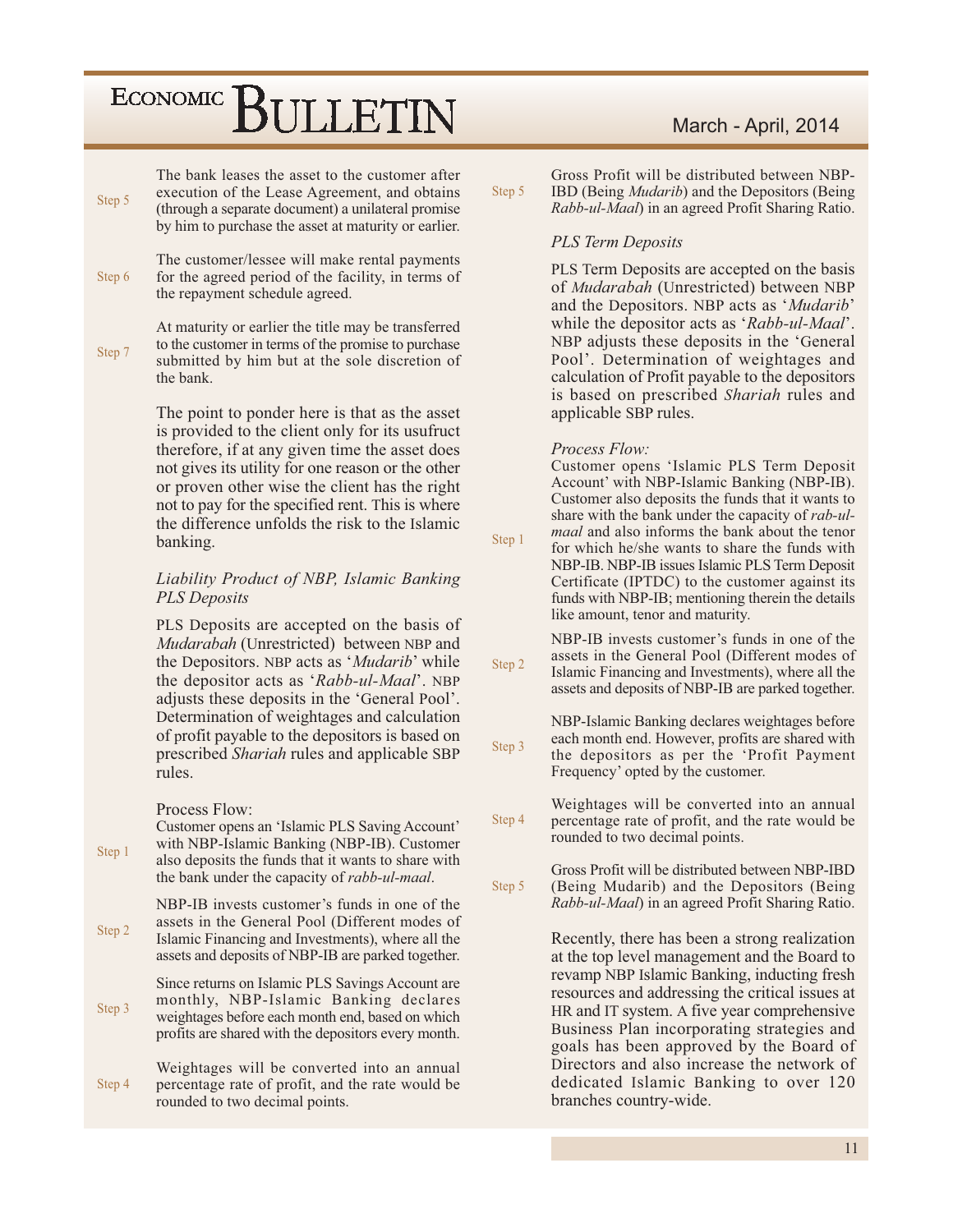Step 5 The bank leases the asset to the customer after execution of the Lease Agreement, and obtains (through a separate document) a unilateral promise by him to purchase the asset at maturity or earlier.

Step 6 The customer/lessee will make rental payments for the agreed period of the facility, in terms of the repayment schedule agreed.

Step 7 At maturity or earlier the title may be transferred to the customer in terms of the promise to purchase submitted by him but at the sole discretion of the bank.

The point to ponder here is that as the asset is provided to the client only for its usufruct therefore, if at any given time the asset does not gives its utility for one reason or the other or proven other wise the client has the right not to pay for the specified rent. This is where the difference unfolds the risk to the Islamic banking.

### *Liability Product of NBP, Islamic Banking PLS Deposits*

PLS Deposits are accepted on the basis of *Mudarabah* (Unrestricted) between NBP and the Depositors. NBP acts as '*Mudarib*' while the depositor acts as '*Rabb-ul-Maal*'. NBP adjusts these deposits in the 'General Pool'. Determination of weightages and calculation of profit payable to the depositors is based on prescribed *Shariah* rules and applicable SBP rules.

Process Flow:

Step 1 Customer opens an 'Islamic PLS Saving Account' with NBP-Islamic Banking (NBP-IB). Customer also deposits the funds that it wants to share with the bank under the capacity of *rabb-ul-maal*.

Step 2 NBP-IB invests customer's funds in one of the assets in the General Pool (Different modes of Islamic Financing and Investments), where all the assets and deposits of NBP-IB are parked together.

Step 3 Since returns on Islamic PLS Savings Account are monthly, NBP-Islamic Banking declares weightages before each month end, based on which profits are shared with the depositors every month.

Step 4 Weightages will be converted into an annual percentage rate of profit, and the rate would be rounded to two decimal points.

Step 5 Gross Profit will be distributed between NBP-IBD (Being *Mudarib*) and the Depositors (Being *Rabb-ul-Maal*) in an agreed Profit Sharing Ratio.

### *PLS Term Deposits*

PLS Term Deposits are accepted on the basis of *Mudarabah* (Unrestricted) between NBP and the Depositors. NBP acts as '*Mudarib*' while the depositor acts as '*Rabb-ul-Maal*'. NBP adjusts these deposits in the 'General Pool'. Determination of weightages and calculation of Profit payable to the depositors is based on prescribed *Shariah* rules and applicable SBP rules.

*Process Flow:*

Step 1 Customer opens 'Islamic PLS Term Deposit Account' with NBP-Islamic Banking (NBP-IB). Customer also deposits the funds that it wants to share with the bank under the capacity of *rab-ul-maal* and also informs the bank about the tenor for which he/she wants to share the funds with NBP-IB. NBP-IB issues Islamic PLS Term Deposit Certificate (IPTDC) to the customer against its funds with NBP-IB; mentioning therein the details like amount, tenor and maturity.

Step 2 NBP-IB invests customer's funds in one of the assets in the General Pool (Different modes of Islamic Financing and Investments), where all the assets and deposits of NBP-IB are parked together.

Step 3 NBP-Islamic Banking declares weightages before each month end. However, profits are shared with the depositors as per the 'Profit Payment Frequency' opted by the customer.

Step 4 Weightages will be converted into an annual percentage rate of profit, and the rate would be rounded to two decimal points.

Step 5 Gross Profit will be distributed between NBP-IBD (Being Mudarib) and the Depositors (Being *Rabb-ul-Maal*) in an agreed Profit Sharing Ratio.

Recently, there has been a strong realization at the top level management and the Board to revamp NBP Islamic Banking, inducting fresh resources and addressing the critical issues at HR and IT system. A five year comprehensive Business Plan incorporating strategies and goals has been approved by the Board of Directors and also increase the network of dedicated Islamic Banking to over 120 branches country-wide.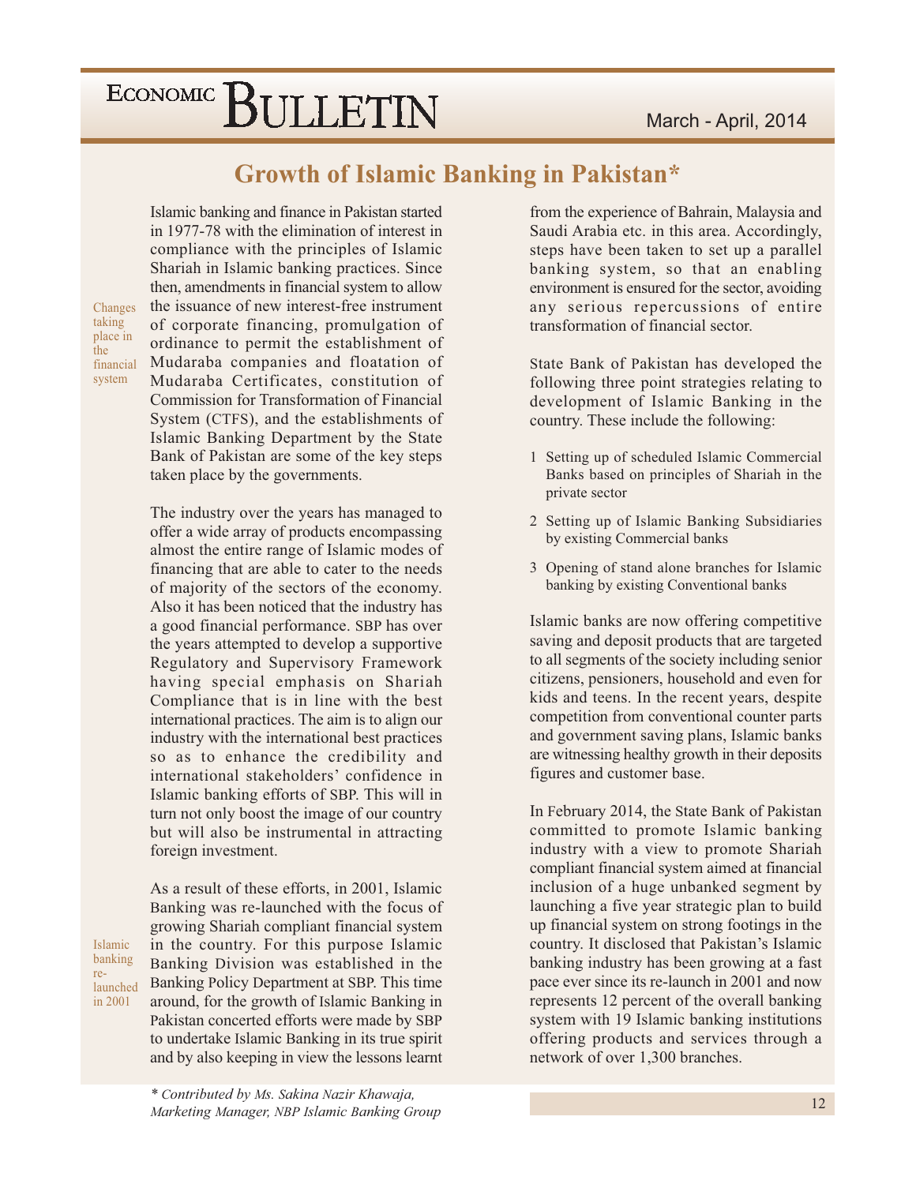## Growth of Islamic Banking in Pakistan*

Changes taking place in the financial system

Islamic banking and finance in Pakistan started in 1977-78 with the elimination of interest in compliance with the principles of Islamic Shariah in Islamic banking practices. Since then, amendments in financial system to allow the issuance of new interest-free instrument of corporate financing, promulgation of ordinance to permit the establishment of Mudaraba companies and floatation of Mudaraba Certificates, constitution of Commission for Transformation of Financial System (CTFS), and the establishments of Islamic Banking Department by the State Bank of Pakistan are some of the key steps taken place by the governments.

The industry over the years has managed to offer a wide array of products encompassing almost the entire range of Islamic modes of financing that are able to cater to the needs of majority of the sectors of the economy. Also it has been noticed that the industry has a good financial performance. SBP has over the years attempted to develop a supportive Regulatory and Supervisory Framework having special emphasis on Shariah Compliance that is in line with the best international practices. The aim is to align our industry with the international best practices so as to enhance the credibility and international stakeholders' confidence in Islamic banking efforts of SBP. This will in turn not only boost the image of our country but will also be instrumental in attracting foreign investment.

Islamic banking re-launched in 2001

As a result of these efforts, in 2001, Islamic Banking was re-launched with the focus of growing Shariah compliant financial system in the country. For this purpose Islamic Banking Division was established in the Banking Policy Department at SBP. This time around, for the growth of Islamic Banking in Pakistan concerted efforts were made by SBP to undertake Islamic Banking in its true spirit and by also keeping in view the lessons learnt from the experience of Bahrain, Malaysia and Saudi Arabia etc. in this area. Accordingly, steps have been taken to set up a parallel banking system, so that an enabling environment is ensured for the sector, avoiding any serious repercussions of entire transformation of financial sector.

State Bank of Pakistan has developed the following three point strategies relating to development of Islamic Banking in the country. These include the following:

1. Setting up of scheduled Islamic Commercial Banks based on principles of Shariah in the private sector
2. Setting up of Islamic Banking Subsidiaries by existing Commercial banks
3. Opening of stand alone branches for Islamic banking by existing Conventional banks

Islamic banks are now offering competitive saving and deposit products that are targeted to all segments of the society including senior citizens, pensioners, household and even for kids and teens. In the recent years, despite competition from conventional counter parts and government saving plans, Islamic banks are witnessing healthy growth in their deposits figures and customer base.

In February 2014, the State Bank of Pakistan committed to promote Islamic banking industry with a view to promote Shariah compliant financial system aimed at financial inclusion of a huge unbanked segment by launching a five year strategic plan to build up financial system on strong footings in the country. It disclosed that Pakistan's Islamic banking industry has been growing at a fast pace ever since its re-launch in 2001 and now represents 12 percent of the overall banking system with 19 Islamic banking institutions offering products and services through a network of over 1,300 branches.

*\* Contributed by Ms. Sakina Nazir Khawaja, Marketing Manager, NBP Islamic Banking Group*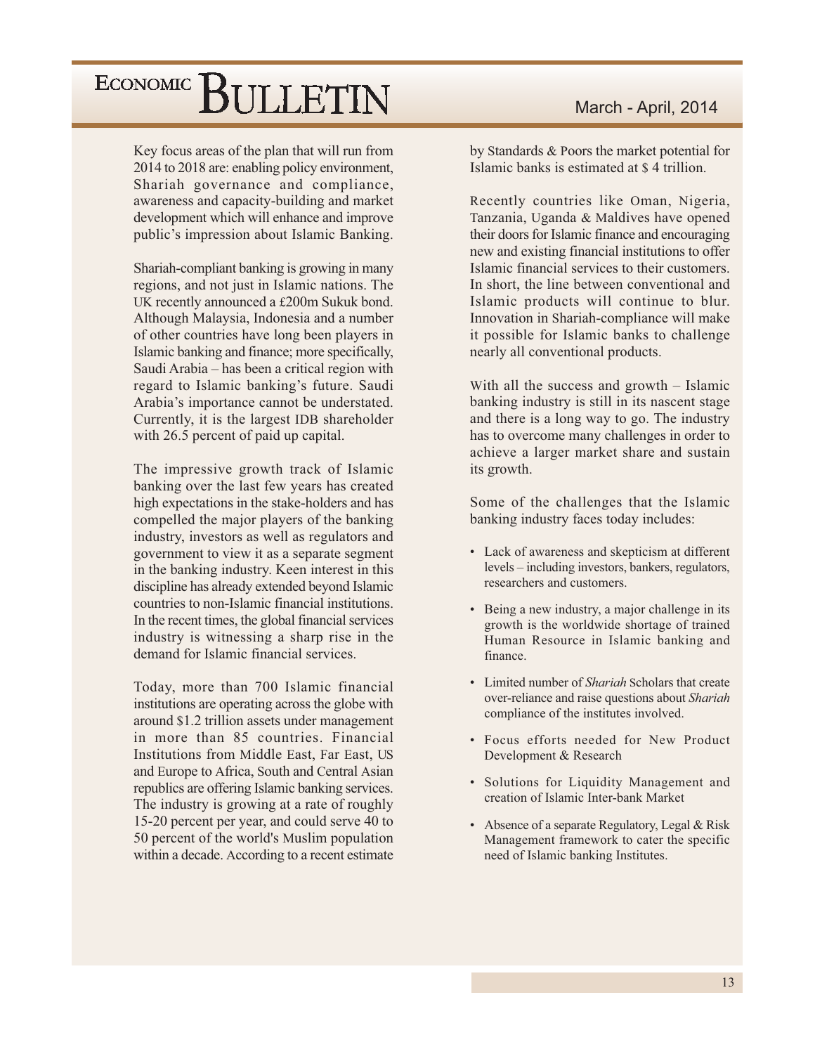Key focus areas of the plan that will run from 2014 to 2018 are: enabling policy environment, Shariah governance and compliance, awareness and capacity-building and market development which will enhance and improve public's impression about Islamic Banking.

Shariah-compliant banking is growing in many regions, and not just in Islamic nations. The UK recently announced a £200m Sukuk bond. Although Malaysia, Indonesia and a number of other countries have long been players in Islamic banking and finance; more specifically, Saudi Arabia – has been a critical region with regard to Islamic banking's future. Saudi Arabia's importance cannot be understated. Currently, it is the largest IDB shareholder with 26.5 percent of paid up capital.

The impressive growth track of Islamic banking over the last few years has created high expectations in the stake-holders and has compelled the major players of the banking industry, investors as well as regulators and government to view it as a separate segment in the banking industry. Keen interest in this discipline has already extended beyond Islamic countries to non-Islamic financial institutions. In the recent times, the global financial services industry is witnessing a sharp rise in the demand for Islamic financial services.

Today, more than 700 Islamic financial institutions are operating across the globe with around $1.2 trillion assets under management in more than 85 countries. Financial Institutions from Middle East, Far East, US and Europe to Africa, South and Central Asian republics are offering Islamic banking services. The industry is growing at a rate of roughly 15-20 percent per year, and could serve 40 to 50 percent of the world's Muslim population within a decade. According to a recent estimate by Standards & Poors the market potential for Islamic banks is estimated at $ 4 trillion.

Recently countries like Oman, Nigeria, Tanzania, Uganda & Maldives have opened their doors for Islamic finance and encouraging new and existing financial institutions to offer Islamic financial services to their customers. In short, the line between conventional and Islamic products will continue to blur. Innovation in Shariah-compliance will make it possible for Islamic banks to challenge nearly all conventional products.

With all the success and growth – Islamic banking industry is still in its nascent stage and there is a long way to go. The industry has to overcome many challenges in order to achieve a larger market share and sustain its growth.

Some of the challenges that the Islamic banking industry faces today includes:

- Lack of awareness and skepticism at different levels – including investors, bankers, regulators, researchers and customers.
- Being a new industry, a major challenge in its growth is the worldwide shortage of trained Human Resource in Islamic banking and finance.
- Limited number of *Shariah* Scholars that create over-reliance and raise questions about *Shariah* compliance of the institutes involved.
- Focus efforts needed for New Product Development & Research
- Solutions for Liquidity Management and creation of Islamic Inter-bank Market
- Absence of a separate Regulatory, Legal & Risk Management framework to cater the specific need of Islamic banking Institutes.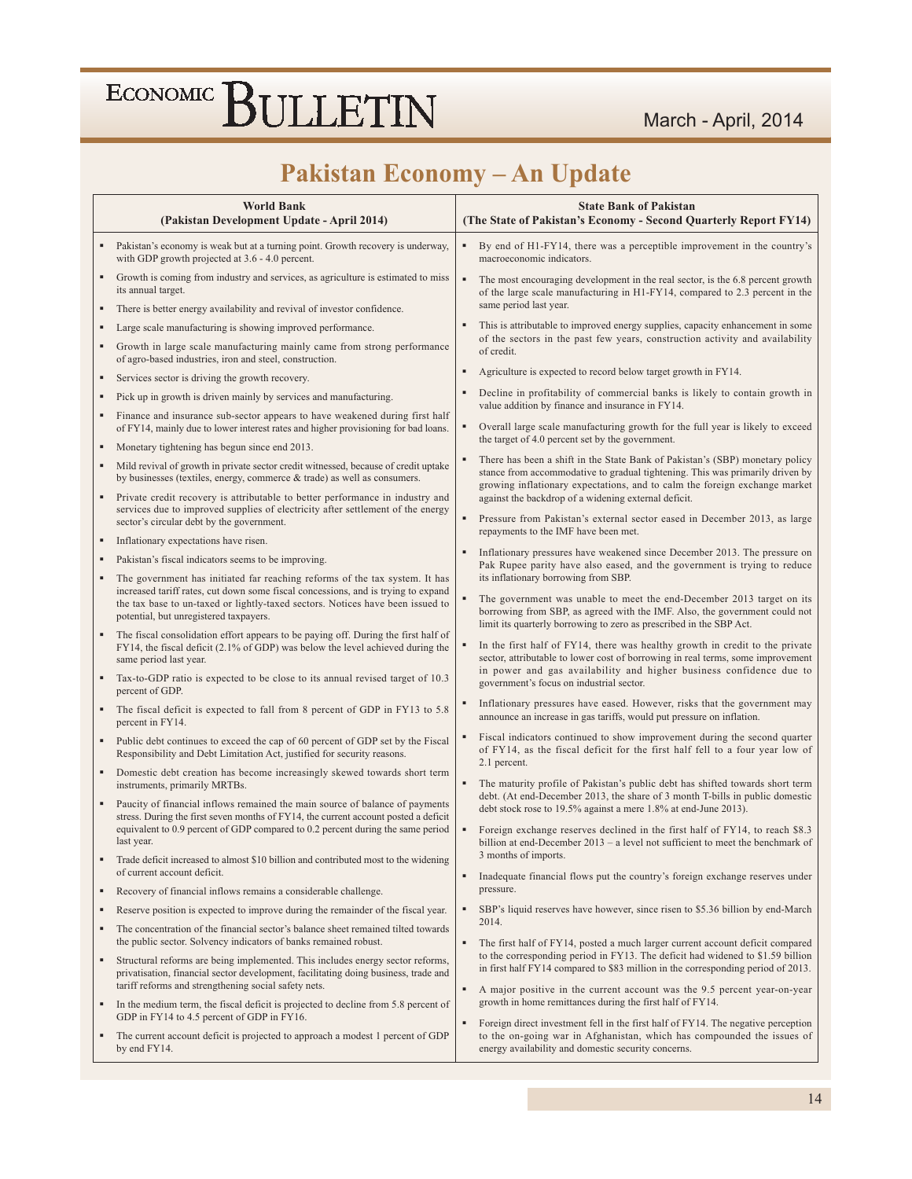# Pakistan Economy – An Update

| World Bank (Pakistan Development Update - April 2014) | State Bank of Pakistan (The State of Pakistan's Economy - Second Quarterly Report FY14) |
|---|---|
| ▪ Pakistan's economy is weak but at a turning point. Growth recovery is underway, with GDP growth projected at 3.6 - 4.0 percent.<br>▪ Growth is coming from industry and services, as agriculture is estimated to miss its annual target.<br>▪ There is better energy availability and revival of investor confidence.<br>▪ Large scale manufacturing is showing improved performance.<br>▪ Growth in large scale manufacturing mainly came from strong performance of agro-based industries, iron and steel, construction.<br>▪ Services sector is driving the growth recovery.<br>▪ Pick up in growth is driven mainly by services and manufacturing.<br>▪ Finance and insurance sub-sector appears to have weakened during first half of FY14, mainly due to lower interest rates and higher provisioning for bad loans.<br>▪ Monetary tightening has begun since end 2013.<br>▪ Mild revival of growth in private sector credit witnessed, because of credit uptake by businesses (textiles, energy, commerce & trade) as well as consumers.<br>▪ Private credit recovery is attributable to better performance in industry and services due to improved supplies of electricity after settlement of the energy sector's circular debt by the government.<br>▪ Inflationary expectations have risen.<br>▪ Pakistan's fiscal indicators seems to be improving.<br>▪ The government has initiated far reaching reforms of the tax system. It has increased tariff rates, cut down some fiscal concessions, and is trying to expand the tax base to un-taxed or lightly-taxed sectors. Notices have been issued to potential, but unregistered taxpayers.<br>▪ The fiscal consolidation effort appears to be paying off. During the first half of FY14, the fiscal deficit (2.1% of GDP) was below the level achieved during the same period last year.<br>▪ Tax-to-GDP ratio is expected to be close to its annual revised target of 10.3 percent of GDP.<br>▪ The fiscal deficit is expected to fall from 8 percent of GDP in FY13 to 5.8 percent in FY14.<br>▪ Public debt continues to exceed the cap of 60 percent of GDP set by the Fiscal Responsibility and Debt Limitation Act, justified for security reasons.<br>▪ Domestic debt creation has become increasingly skewed towards short term instruments, primarily MRTBs.<br>▪ Paucity of financial inflows remained the main source of balance of payments stress. During the first seven months of FY14, the current account posted a deficit equivalent to 0.9 percent of GDP compared to 0.2 percent during the same period last year.<br>▪ Trade deficit increased to almost $10 billion and contributed most to the widening of current account deficit.<br>▪ Recovery of financial inflows remains a considerable challenge.<br>▪ Reserve position is expected to improve during the remainder of the fiscal year.<br>▪ The concentration of the financial sector's balance sheet remained tilted towards the public sector. Solvency indicators of banks remained robust.<br>▪ Structural reforms are being implemented. This includes energy sector reforms, privatisation, financial sector development, facilitating doing business, trade and tariff reforms and strengthening social safety nets.<br>▪ In the medium term, the fiscal deficit is projected to decline from 5.8 percent of GDP in FY14 to 4.5 percent of GDP in FY16.<br>▪ The current account deficit is projected to approach a modest 1 percent of GDP by end FY14. | ▪ By end of H1-FY14, there was a perceptible improvement in the country's macroeconomic indicators.<br>▪ The most encouraging development in the real sector, is the 6.8 percent growth of the large scale manufacturing in H1-FY14, compared to 2.3 percent in the same period last year.<br>▪ This is attributable to improved energy supplies, capacity enhancement in some of the sectors in the past few years, construction activity and availability of credit.<br>▪ Agriculture is expected to record below target growth in FY14.<br>▪ Decline in profitability of commercial banks is likely to contain growth in value addition by finance and insurance in FY14.<br>▪ Overall large scale manufacturing growth for the full year is likely to exceed the target of 4.0 percent set by the government.<br>▪ There has been a shift in the State Bank of Pakistan's (SBP) monetary policy stance from accommodative to gradual tightening. This was primarily driven by growing inflationary expectations, and to calm the foreign exchange market against the backdrop of a widening external deficit.<br>▪ Pressure from Pakistan's external sector eased in December 2013, as large repayments to the IMF have been met.<br>▪ Inflationary pressures have weakened since December 2013. The pressure on Pak Rupee parity have also eased, and the government is trying to reduce its inflationary borrowing from SBP.<br>▪ The government was unable to meet the end-December 2013 target on its borrowing from SBP, as agreed with the IMF. Also, the government could not limit its quarterly borrowing to zero as prescribed in the SBP Act.<br>▪ In the first half of FY14, there was healthy growth in credit to the private sector, attributable to lower cost of borrowing in real terms, some improvement in power and gas availability and higher business confidence due to government's focus on industrial sector.<br>▪ Inflationary pressures have eased. However, risks that the government may announce an increase in gas tariffs, would put pressure on inflation.<br>▪ Fiscal indicators continued to show improvement during the second quarter of FY14, as the fiscal deficit for the first half fell to a four year low of 2.1 percent.<br>▪ The maturity profile of Pakistan's public debt has shifted towards short term debt. (At end-December 2013, the share of 3 month T-bills in public domestic debt stock rose to 19.5% against a mere 1.8% at end-June 2013).<br>▪ Foreign exchange reserves declined in the first half of FY14, to reach $8.3 billion at end-December 2013 – a level not sufficient to meet the benchmark of 3 months of imports.<br>▪ Inadequate financial flows put the country's foreign exchange reserves under pressure.<br>▪ SBP's liquid reserves have however, since risen to $5.36 billion by end-March 2014.<br>▪ The first half of FY14, posted a much larger current account deficit compared to the corresponding period in FY13. The deficit had widened to $1.59 billion in first half FY14 compared to $83 million in the corresponding period of 2013.<br>▪ A major positive in the current account was the 9.5 percent year-on-year growth in home remittances during the first half of FY14.<br>▪ Foreign direct investment fell in the first half of FY14. The negative perception to the on-going war in Afghanistan, which has compounded the issues of energy availability and domestic security concerns. |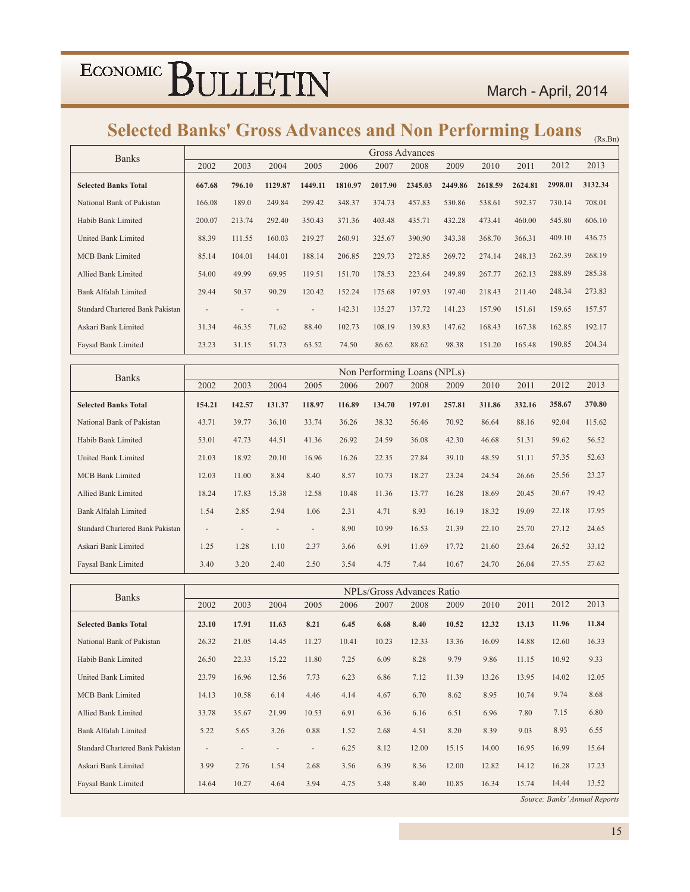## Selected Banks' Gross Advances and Non Performing Loans

(Rs.Bn)

| Banks | Gross Advances | | | | | | | | | | | |
|---|---|---|---|---|---|---|---|---|---|---|---|---|
| | 2002 | 2003 | 2004 | 2005 | 2006 | 2007 | 2008 | 2009 | 2010 | 2011 | 2012 | 2013 |
| **Selected Banks Total** | **667.68** | **796.10** | **1129.87** | **1449.11** | **1810.97** | **2017.90** | **2345.03** | **2449.86** | **2618.59** | **2624.81** | **2998.01** | **3132.34** |
| National Bank of Pakistan | 166.08 | 189.0 | 249.84 | 299.42 | 348.37 | 374.73 | 457.83 | 530.86 | 538.61 | 592.37 | 730.14 | 708.01 |
| Habib Bank Limited | 200.07 | 213.74 | 292.40 | 350.43 | 371.36 | 403.48 | 435.71 | 432.28 | 473.41 | 460.00 | 545.80 | 606.10 |
| United Bank Limited | 88.39 | 111.55 | 160.03 | 219.27 | 260.91 | 325.67 | 390.90 | 343.38 | 368.70 | 366.31 | 409.10 | 436.75 |
| MCB Bank Limited | 85.14 | 104.01 | 144.01 | 188.14 | 206.85 | 229.73 | 272.85 | 269.72 | 274.14 | 248.13 | 262.39 | 268.19 |
| Allied Bank Limited | 54.00 | 49.99 | 69.95 | 119.51 | 151.70 | 178.53 | 223.64 | 249.89 | 267.77 | 262.13 | 288.89 | 285.38 |
| Bank Alfalah Limited | 29.44 | 50.37 | 90.29 | 120.42 | 152.24 | 175.68 | 197.93 | 197.40 | 218.43 | 211.40 | 248.34 | 273.83 |
| Standard Chartered Bank Pakistan | - | - | - | - | 142.31 | 135.27 | 137.72 | 141.23 | 157.90 | 151.61 | 159.65 | 157.57 |
| Askari Bank Limited | 31.34 | 46.35 | 71.62 | 88.40 | 102.73 | 108.19 | 139.83 | 147.62 | 168.43 | 167.38 | 162.85 | 192.17 |
| Faysal Bank Limited | 23.23 | 31.15 | 51.73 | 63.52 | 74.50 | 86.62 | 88.62 | 98.38 | 151.20 | 165.48 | 190.85 | 204.34 |

| Banks | Non Performing Loans (NPLs) | | | | | | | | | | | |
|---|---|---|---|---|---|---|---|---|---|---|---|---|
| | 2002 | 2003 | 2004 | 2005 | 2006 | 2007 | 2008 | 2009 | 2010 | 2011 | 2012 | 2013 |
| **Selected Banks Total** | **154.21** | **142.57** | **131.37** | **118.97** | **116.89** | **134.70** | **197.01** | **257.81** | **311.86** | **332.16** | **358.67** | **370.80** |
| National Bank of Pakistan | 43.71 | 39.77 | 36.10 | 33.74 | 36.26 | 38.32 | 56.46 | 70.92 | 86.64 | 88.16 | 92.04 | 115.62 |
| Habib Bank Limited | 53.01 | 47.73 | 44.51 | 41.36 | 26.92 | 24.59 | 36.08 | 42.30 | 46.68 | 51.31 | 59.62 | 56.52 |
| United Bank Limited | 21.03 | 18.92 | 20.10 | 16.96 | 16.26 | 22.35 | 27.84 | 39.10 | 48.59 | 51.11 | 57.35 | 52.63 |
| MCB Bank Limited | 12.03 | 11.00 | 8.84 | 8.40 | 8.57 | 10.73 | 18.27 | 23.24 | 24.54 | 26.66 | 25.56 | 23.27 |
| Allied Bank Limited | 18.24 | 17.83 | 15.38 | 12.58 | 10.48 | 11.36 | 13.77 | 16.28 | 18.69 | 20.45 | 20.67 | 19.42 |
| Bank Alfalah Limited | 1.54 | 2.85 | 2.94 | 1.06 | 2.31 | 4.71 | 8.93 | 16.19 | 18.32 | 19.09 | 22.18 | 17.95 |
| Standard Chartered Bank Pakistan | - | - | - | - | 8.90 | 10.99 | 16.53 | 21.39 | 22.10 | 25.70 | 27.12 | 24.65 |
| Askari Bank Limited | 1.25 | 1.28 | 1.10 | 2.37 | 3.66 | 6.91 | 11.69 | 17.72 | 21.60 | 23.64 | 26.52 | 33.12 |
| Faysal Bank Limited | 3.40 | 3.20 | 2.40 | 2.50 | 3.54 | 4.75 | 7.44 | 10.67 | 24.70 | 26.04 | 27.55 | 27.62 |

| Banks | NPLs/Gross Advances Ratio | | | | | | | | | | | |
|---|---|---|---|---|---|---|---|---|---|---|---|---|
| | 2002 | 2003 | 2004 | 2005 | 2006 | 2007 | 2008 | 2009 | 2010 | 2011 | 2012 | 2013 |
| **Selected Banks Total** | **23.10** | **17.91** | **11.63** | **8.21** | **6.45** | **6.68** | **8.40** | **10.52** | **12.32** | **13.13** | **11.96** | **11.84** |
| National Bank of Pakistan | 26.32 | 21.05 | 14.45 | 11.27 | 10.41 | 10.23 | 12.33 | 13.36 | 16.09 | 14.88 | 12.60 | 16.33 |
| Habib Bank Limited | 26.50 | 22.33 | 15.22 | 11.80 | 7.25 | 6.09 | 8.28 | 9.79 | 9.86 | 11.15 | 10.92 | 9.33 |
| United Bank Limited | 23.79 | 16.96 | 12.56 | 7.73 | 6.23 | 6.86 | 7.12 | 11.39 | 13.26 | 13.95 | 14.02 | 12.05 |
| MCB Bank Limited | 14.13 | 10.58 | 6.14 | 4.46 | 4.14 | 4.67 | 6.70 | 8.62 | 8.95 | 10.74 | 9.74 | 8.68 |
| Allied Bank Limited | 33.78 | 35.67 | 21.99 | 10.53 | 6.91 | 6.36 | 6.16 | 6.51 | 6.96 | 7.80 | 7.15 | 6.80 |
| Bank Alfalah Limited | 5.22 | 5.65 | 3.26 | 0.88 | 1.52 | 2.68 | 4.51 | 8.20 | 8.39 | 9.03 | 8.93 | 6.55 |
| Standard Chartered Bank Pakistan | - | - | - | - | 6.25 | 8.12 | 12.00 | 15.15 | 14.00 | 16.95 | 16.99 | 15.64 |
| Askari Bank Limited | 3.99 | 2.76 | 1.54 | 2.68 | 3.56 | 6.39 | 8.36 | 12.00 | 12.82 | 14.12 | 16.28 | 17.23 |
| Faysal Bank Limited | 14.64 | 10.27 | 4.64 | 3.94 | 4.75 | 5.48 | 8.40 | 10.85 | 16.34 | 15.74 | 14.44 | 13.52 |

*Source: Banks' Annual Reports*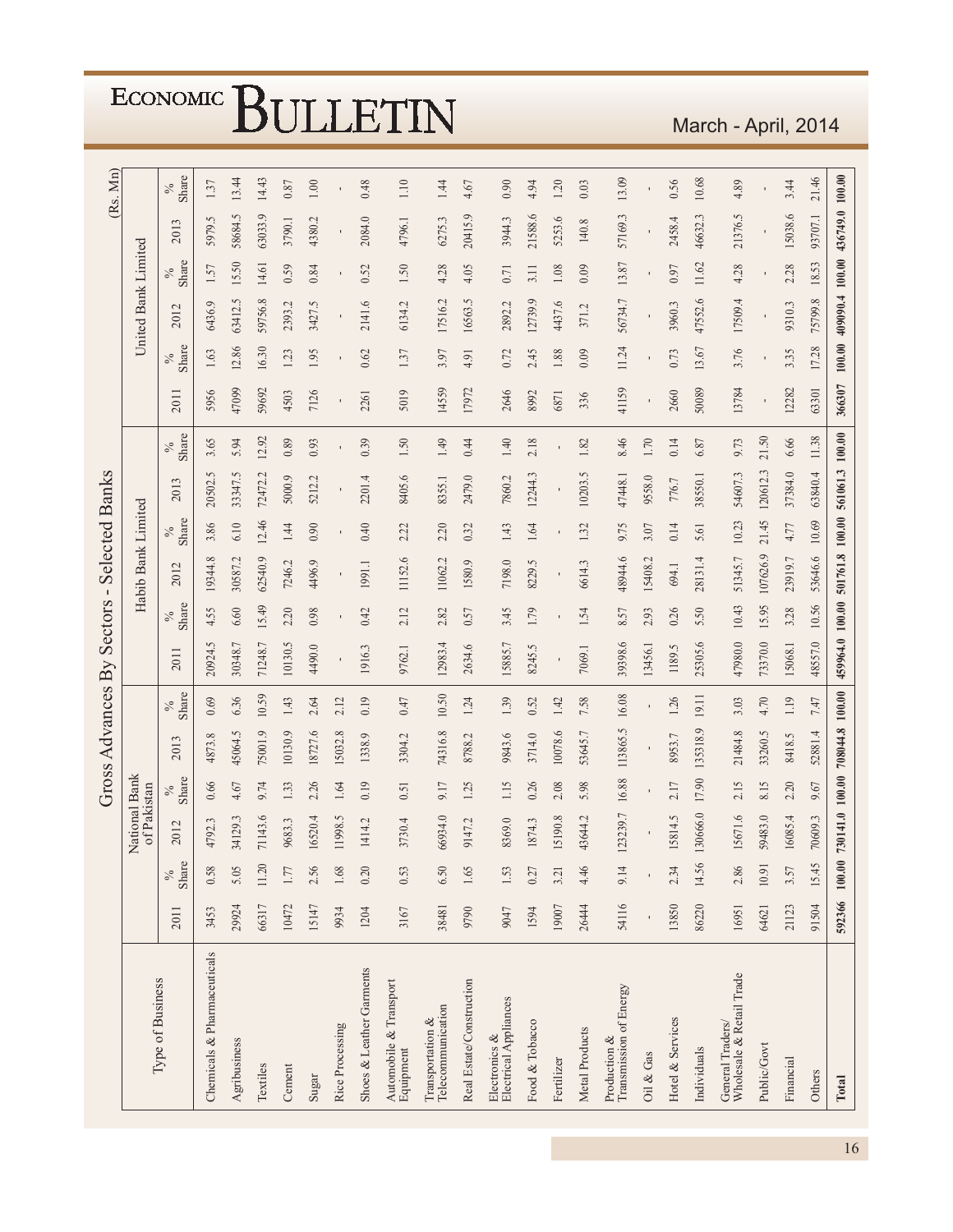# Gross Advances By Sectors - Selected Banks

(Rs. Mn)

| Type of Business | National Bank of Pakistan | | | | | | Habib Bank Limited | | | | | | United Bank Limited | | | | | |
|---|---|---|---|---|---|---|---|---|---|---|---|---|---|---|---|---|---|---|
| | 2011 | % Share | 2012 | % Share | 2013 | % Share | 2011 | % Share | 2012 | % Share | 2013 | % Share | 2011 | % Share | 2012 | % Share | 2013 | % Share |
| Chemicals & Pharmaceuticals | 3453 | 0.58 | 4792.3 | 0.66 | 4873.8 | 0.69 | 20924.5 | 4.55 | 19344.8 | 3.86 | 20502.5 | 3.65 | 5956 | 1.63 | 6436.9 | 1.57 | 5979.5 | 1.37 |
| Agribusiness | 29924 | 5.05 | 34129.3 | 4.67 | 45064.5 | 6.36 | 30348.7 | 6.60 | 30587.2 | 6.10 | 33347.5 | 5.94 | 47099 | 12.86 | 63412.5 | 15.50 | 58684.5 | 13.44 |
| Textiles | 66317 | 11.20 | 71143.6 | 9.74 | 75001.9 | 10.59 | 71248.7 | 15.49 | 62540.9 | 12.46 | 72472.2 | 12.92 | 59692 | 16.30 | 59756.8 | 14.61 | 63033.9 | 14.43 |
| Cement | 10472 | 1.77 | 9683.3 | 1.33 | 10130.9 | 1.43 | 10130.5 | 2.20 | 7246.2 | 1.44 | 5000.9 | 0.89 | 4503 | 1.23 | 2393.2 | 0.59 | 3790.1 | 0.87 |
| Sugar | 15147 | 2.56 | 16520.4 | 2.26 | 18727.6 | 2.64 | 4490.0 | 0.98 | 4496.9 | 0.90 | 5212.2 | 0.93 | 7126 | 1.95 | 3427.5 | 0.84 | 4380.2 | 1.00 |
| Rice Processing | 9934 | 1.68 | 11998.5 | 1.64 | 15032.8 | 2.12 | - | - | - | - | - | - | - | - | - | - | - | - |
| Shoes & Leather Garments | 1204 | 0.20 | 1414.2 | 0.19 | 1338.9 | 0.19 | 1916.3 | 0.42 | 1991.1 | 0.40 | 2201.4 | 0.39 | 2261 | 0.62 | 2141.6 | 0.52 | 2084.0 | 0.48 |
| Automobile & Transport Equipment | 3167 | 0.53 | 3730.4 | 0.51 | 3304.2 | 0.47 | 9762.1 | 2.12 | 11152.6 | 2.22 | 8405.6 | 1.50 | 5019 | 1.37 | 6134.2 | 1.50 | 4796.1 | 1.10 |
| Transportation & Telecommunication | 38481 | 6.50 | 66934.0 | 9.17 | 74316.8 | 10.50 | 12983.4 | 2.82 | 11062.2 | 2.20 | 8355.1 | 1.49 | 14559 | 3.97 | 17516.2 | 4.28 | 6275.3 | 1.44 |
| Real Estate/Construction | 9790 | 1.65 | 9147.2 | 1.25 | 8788.2 | 1.24 | 2634.6 | 0.57 | 1580.9 | 0.32 | 2479.0 | 0.44 | 17972 | 4.91 | 16563.5 | 4.05 | 20415.9 | 4.67 |
| Electronics & Electrical Appliances | 9047 | 1.53 | 8369.0 | 1.15 | 9843.6 | 1.39 | 15885.7 | 3.45 | 7198.0 | 1.43 | 7860.2 | 1.40 | 2646 | 0.72 | 2892.2 | 0.71 | 3944.3 | 0.90 |
| Food & Tobacco | 1594 | 0.27 | 1874.3 | 0.26 | 3714.0 | 0.52 | 8245.5 | 1.79 | 8229.5 | 1.64 | 12244.3 | 2.18 | 8992 | 2.45 | 12739.9 | 3.11 | 21588.6 | 4.94 |
| Fertilizer | 19007 | 3.21 | 15190.8 | 2.08 | 10078.6 | 1.42 | - | - | - | - | - | - | 6871 | 1.88 | 4437.6 | 1.08 | 5253.6 | 1.20 |
| Metal Products | 26444 | 4.46 | 43644.2 | 5.98 | 53645.7 | 7.58 | 7069.1 | 1.54 | 6614.3 | 1.32 | 10203.5 | 1.82 | 336 | 0.09 | 371.2 | 0.09 | 140.8 | 0.03 |
| Production & Transmission of Energy | 54116 | 9.14 | 123239.7 | 16.88 | 113865.5 | 16.08 | 39398.6 | 8.57 | 48944.6 | 9.75 | 47448.1 | 8.46 | 41159 | 11.24 | 56734.7 | 13.87 | 57169.3 | 13.09 |
| Oil & Gas | - | - | - | - | - | - | 13456.1 | 2.93 | 15408.2 | 3.07 | 9558.0 | 1.70 | - | - | - | - | - | - |
| Hotel & Services | 13850 | 2.34 | 15814.5 | 2.17 | 8953.7 | 1.26 | 1189.5 | 0.26 | 694.1 | 0.14 | 776.7 | 0.14 | 2660 | 0.73 | 3960.3 | 0.97 | 2458.4 | 0.56 |
| Individuals | 86220 | 14.56 | 130666.0 | 17.90 | 135318.9 | 19.11 | 25305.6 | 5.50 | 28131.4 | 5.61 | 38550.1 | 6.87 | 50089 | 13.67 | 47552.6 | 11.62 | 46632.3 | 10.68 |
| General Traders/ Wholesale & Retail Trade | 16951 | 2.86 | 15671.6 | 2.15 | 21484.8 | 3.03 | 47980.0 | 10.43 | 51345.7 | 10.23 | 54607.3 | 9.73 | 13784 | 3.76 | 17509.4 | 4.28 | 21376.5 | 4.89 |
| Public/Govt | 64621 | 10.91 | 59483.0 | 8.15 | 33260.5 | 4.70 | 73370.0 | 15.95 | 107626.9 | 21.45 | 120612.3 | 21.50 | - | - | - | - | - | - |
| Financial | 21123 | 3.57 | 16085.4 | 2.20 | 8418.5 | 1.19 | 15068.1 | 3.28 | 23919.7 | 4.77 | 37384.0 | 6.66 | 12282 | 3.35 | 9310.3 | 2.28 | 15038.6 | 3.44 |
| Others | 91504 | 15.45 | 70609.3 | 9.67 | 52881.4 | 7.47 | 48557.0 | 10.56 | 53646.6 | 10.69 | 63840.4 | 11.38 | 63301 | 17.28 | 75799.8 | 18.53 | 93707.1 | 21.46 |
| **Total** | **592366** | **100.00** | **730141.0** | **100.00** | **708044.8** | **100.00** | **459964.0** | **100.00** | **501761.8** | **100.00** | **561061.3** | **100.00** | **366307** | **100.00** | **409090.4** | **100.00** | **436749.0** | **100.00** |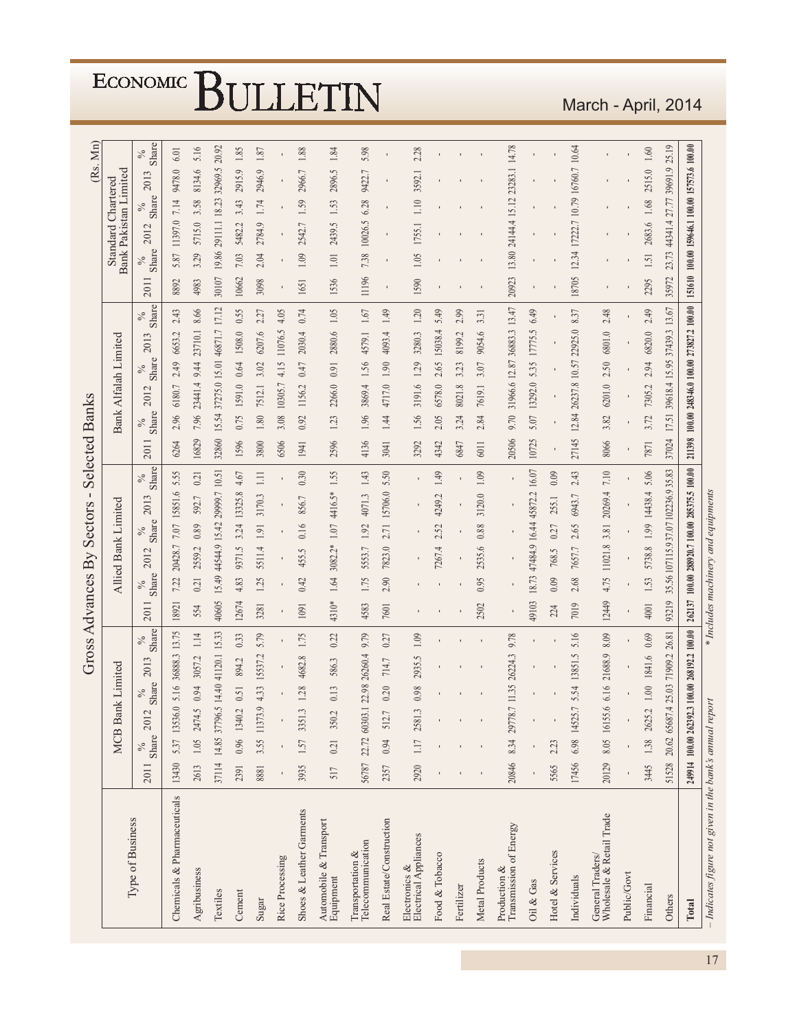## Gross Advances By Sectors - Selected Banks

(Rs. Mn)

| Type of Business | MCB Bank Limited | | | | | | Allied Bank Limited | | | | | | Bank Alfalah Limited | | | | | | Standard Chartered Bank Pakistan Limited | | | | | |
|---|---|---|---|---|---|---|---|---|---|---|---|---|---|---|---|---|---|---|---|---|---|---|---|---|
| | 2011 | % Share | 2012 | % Share | 2013 | % Share | 2011 | % Share | 2012 | % Share | 2013 | % Share | 2011 | % Share | 2012 | % Share | 2013 | % Share | 2011 | % Share | 2012 | % Share | 2013 | % Share |
| Chemicals & Pharmaceuticals | 13430 | 5.37 | 13536.0 | 5.16 | 36888.3 | 13.75 | 18921 | 7.22 | 20428.7 | 7.07 | 15851.6 | 5.55 | 6264 | 2.96 | 6180.7 | 2.49 | 6653.2 | 2.43 | 8892 | 5.87 | 11397.0 | 7.14 | 9478.0 | 6.01 |
| Agribusiness | 2613 | 1.05 | 2474.5 | 0.94 | 3057.2 | 1.14 | 554 | 0.21 | 2559.2 | 0.89 | 592.7 | 0.21 | 16829 | 7.96 | 23441.4 | 9.44 | 23710.1 | 8.66 | 4983 | 3.29 | 5715.0 | 3.58 | 8134.6 | 5.16 |
| Textiles | 37114 | 14.85 | 37796.5 | 14.40 | 41120.1 | 15.33 | 40605 | 15.49 | 44544.9 | 15.42 | 29999.7 | 10.51 | 32860 | 15.54 | 37275.0 | 15.01 | 46871.7 | 17.12 | 30107 | 19.86 | 29111.1 | 18.23 | 32969.5 | 20.92 |
| Cement | 2391 | 0.96 | 1340.2 | 0.51 | 894.2 | 0.33 | 12674 | 4.83 | 9371.5 | 3.24 | 13325.8 | 4.67 | 1596 | 0.75 | 1591.0 | 0.64 | 1508.0 | 0.55 | 10662 | 7.03 | 5482.2 | 3.43 | 2915.9 | 1.85 |
| Sugar | 8881 | 3.55 | 11373.9 | 4.33 | 15537.2 | 5.79 | 3281 | 1.25 | 5511.4 | 1.91 | 3170.3 | 1.11 | 3800 | 1.80 | 7512.1 | 3.02 | 6207.6 | 2.27 | 3098 | 2.04 | 2784.9 | 1.74 | 2946.9 | 1.87 |
| Rice Processing | - | - | - | - | - | - | - | - | - | - | - | - | 6506 | 3.08 | 10305.7 | 4.15 | 11076.5 | 4.05 | - | - | - | - | - | - |
| Shoes & Leather Garments | 3935 | 1.57 | 3351.3 | 1.28 | 4682.8 | 1.75 | 1091 | 0.42 | 455.5 | 0.16 | 856.7 | 0.30 | 1941 | 0.92 | 1156.2 | 0.47 | 2030.4 | 0.74 | 1651 | 1.09 | 2542.7 | 1.59 | 2966.7 | 1.88 |
| Automobile & Transport Equipment | 517 | 0.21 | 350.2 | 0.13 | 586.3 | 0.22 | 4310* | 1.64 | 3082.2* | 1.07 | 4416.5* | 1.55 | 2596 | 1.23 | 2266.0 | 0.91 | 2880.6 | 1.05 | 1536 | 1.01 | 2439.5 | 1.53 | 2896.5 | 1.84 |
| Transportation & Telecommunication | 56787 | 22.72 | 60303.1 | 22.98 | 26260.4 | 9.79 | 4583 | 1.75 | 5553.7 | 1.92 | 4071.3 | 1.43 | 4136 | 1.96 | 3869.4 | 1.56 | 4579.1 | 1.67 | 11196 | 7.38 | 10026.5 | 6.28 | 9422.7 | 5.98 |
| Real Estate/Construction | 2357 | 0.94 | 512.7 | 0.20 | 714.7 | 0.27 | 7601 | 2.90 | 7823.0 | 2.71 | 15706.0 | 5.50 | 3041 | 1.44 | 4717.0 | 1.90 | 4093.4 | 1.49 | - | - | - | - | - | - |
| Electronics & Electrical Appliances | 2920 | 1.17 | 2581.3 | 0.98 | 2935.5 | 1.09 | - | - | - | - | - | - | 3292 | 1.56 | 3191.6 | 1.29 | 3280.3 | 1.20 | 1590 | 1.05 | 1755.1 | 1.10 | 3592.1 | 2.28 |
| Food & Tobacco | - | - | - | - | - | - | - | - | 7267.4 | 2.52 | 4249.2 | 1.49 | 4342 | 2.05 | 6578.0 | 2.65 | 15038.4 | 5.49 | - | - | - | - | - | - |
| Fertilizer | - | - | - | - | - | - | - | - | - | - | - | - | 6847 | 3.24 | 8021.8 | 3.23 | 8199.2 | 2.99 | - | - | - | - | - | - |
| Metal Products | - | - | - | - | - | - | 2502 | 0.95 | 2535.6 | 0.88 | 3120.0 | 1.09 | 6011 | 2.84 | 7619.1 | 3.07 | 9054.6 | 3.31 | - | - | - | - | - | - |
| Production & Transmission of Energy | 20846 | 8.34 | 29778.7 | 11.35 | 26224.3 | 9.78 | - | - | - | - | - | - | 20506 | 9.70 | 31966.6 | 12.87 | 36883.3 | 13.47 | 20923 | 13.80 | 24144.4 | 15.12 | 23283.1 | 14.78 |
| Oil & Gas | - | - | - | - | - | - | 49103 | 18.73 | 47484.9 | 16.44 | 45872.2 | 16.07 | 10725 | 5.07 | 13292.0 | 5.35 | 17775.5 | 6.49 | - | - | - | - | - | - |
| Hotel & Services | 5565 | 2.23 | - | - | - | - | 224 | 0.09 | 768.5 | 0.27 | 255.1 | 0.09 | - | - | - | - | - | - | - | - | - | - | - | - |
| Individuals | 17456 | 6.98 | 14525.7 | 5.54 | 13851.5 | 5.16 | 7019 | 2.68 | 7657.7 | 2.65 | 6943.7 | 2.43 | 27145 | 12.84 | 26237.8 | 10.57 | 22925.0 | 8.37 | 18705 | 12.34 | 17222.7 | 10.79 | 16760.7 | 10.64 |
| General Traders/ Wholesale & Retail Trade | 20129 | 8.05 | 16155.6 | 6.16 | 21688.9 | 8.09 | 12449 | 4.75 | 11021.8 | 3.81 | 20269.4 | 7.10 | 8066 | 3.82 | 6201.0 | 2.50 | 6801.0 | 2.48 | - | - | - | - | - | - |
| Public/Govt | - | - | - | - | - | - | - | - | - | - | - | - | - | - | - | - | - | - | - | - | - | - | - | - |
| Financial | 3445 | 1.38 | 2625.2 | 1.00 | 1841.6 | 0.69 | 4001 | 1.53 | 5738.8 | 1.99 | 14438.4 | 5.06 | 7871 | 3.72 | 7305.2 | 2.94 | 6820.0 | 2.49 | 2295 | 1.51 | 2683.6 | 1.68 | 2515.0 | 1.60 |
| Others | 51528 | 20.62 | 65687.4 | 25.03 | 71909.2 | 26.81 | 93219 | 35.56 | 107115.9 | 37.07 | 102236.9 | 35.83 | 37024 | 17.51 | 39618.4 | 15.95 | 37439.3 | 13.67 | 35972 | 23.73 | 44341.4 | 27.77 | 39691.9 | 25.19 |
| **Total** | 249914 | 100.00 | 262392.3 | 100.00 | 268192.2 | 100.00 | 262137 | 100.00 | 288920.7 | 100.00 | 285375.5 | 100.00 | 211398 | 100.00 | 248346.0 | 100.00 | 273827.2 | 100.00 | 151610 | 100.00 | 159646.1 | 100.00 | 157573.6 | 100.00 |

*– Indicates figure not given in the bank's annual report*

*\* Includes machinery and equipments*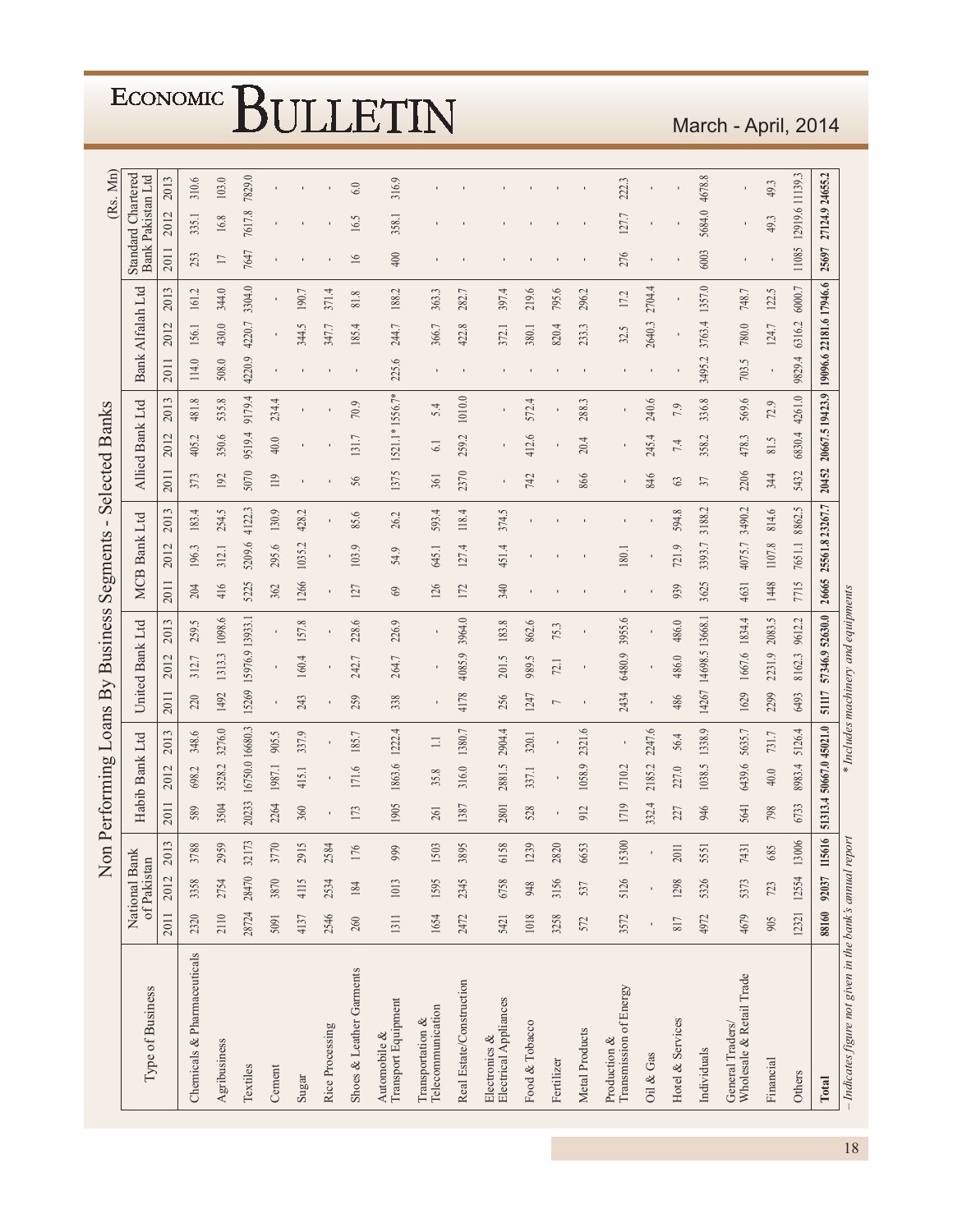# Non Performing Loans By Business Segments - Selected Banks

(Rs. Mn)

| Type of Business | National Bank of Pakistan | | | Habib Bank Ltd | | | United Bank Ltd | | | MCB Bank Ltd | | | Allied Bank Ltd | | | Bank Alfalah Ltd | | | Standard Chartered Bank Pakistan Ltd | | |
|---|---|---|---|---|---|---|---|---|---|---|---|---|---|---|---|---|---|---|---|---|---|
| | 2011 | 2012 | 2013 | 2011 | 2012 | 2013 | 2011 | 2012 | 2013 | 2011 | 2012 | 2013 | 2011 | 2012 | 2013 | 2011 | 2012 | 2013 | 2011 | 2012 | 2013 |
| Chemicals & Pharmaceuticals | 2320 | 3358 | 3788 | 589 | 698.2 | 348.6 | 220 | 312.7 | 259.5 | 204 | 196.3 | 183.4 | 373 | 405.2 | 481.8 | 114.0 | 156.1 | 161.2 | 253 | 335.1 | 310.6 |
| Agribusiness | 2110 | 2754 | 2959 | 3504 | 3528.2 | 3276.0 | 1492 | 1313.3 | 1098.6 | 416 | 312.1 | 254.5 | 192 | 350.6 | 535.8 | 508.0 | 430.0 | 344.0 | 17 | 16.8 | 103.0 |
| Textiles | 28724 | 28470 | 32173 | 20233 | 16750.0 | 16680.3 | 15269 | 15976.9 | 13933.1 | 5225 | 5209.6 | 4122.3 | 5070 | 9519.4 | 9179.4 | 4220.9 | 4220.7 | 3304.0 | 7647 | 7617.8 | 7829.0 |
| Cement | 5091 | 3870 | 3770 | 2264 | 1987.1 | 905.5 | - | - | - | 362 | 295.6 | 130.9 | 119 | 40.0 | 234.4 | - | - | - | - | - | - |
| Sugar | 4137 | 4115 | 2915 | 360 | 415.1 | 337.9 | 243 | 160.4 | 157.8 | 1266 | 1035.2 | 428.2 | - | - | - | - | 344.5 | 190.7 | - | - | - |
| Rice Processing | 2546 | 2534 | 2584 | - | - | - | - | - | - | - | - | - | - | - | - | - | 347.7 | 371.4 | - | - | - |
| Shoes & Leather Garments | 260 | 184 | 176 | 173 | 171.6 | 185.7 | 259 | 242.7 | 228.6 | 127 | 103.9 | 85.6 | 56 | 131.7 | 70.9 | - | 185.4 | 81.8 | 16 | 16.5 | 6.0 |
| Automobile & Transport Equipment | 1311 | 1013 | 999 | 1905 | 1863.6 | 1222.4 | 338 | 264.7 | 226.9 | 69 | 54.9 | 26.2 | 1375 | 1521.1* | 1556.7* | 225.6 | 244.7 | 188.2 | 400 | 358.1 | 316.9 |
| Transportation & Telecommunication | 1654 | 1595 | 1503 | 261 | 35.8 | 1.1 | - | - | - | 126 | 645.1 | 593.4 | 361 | 6.1 | 5.4 | - | 366.7 | 363.3 | - | - | - |
| Real Estate/Construction | 2472 | 2345 | 3895 | 1387 | 316.0 | 1380.7 | 4178 | 4085.9 | 3964.0 | 172 | 127.4 | 118.4 | 2370 | 259.2 | 1010.0 | - | 422.8 | 282.7 | - | - | - |
| Electronics & Electrical Appliances | 5421 | 6758 | 6158 | 2801 | 2881.5 | 2904.4 | 256 | 201.5 | 183.8 | 340 | 451.4 | 374.5 | - | - | - | - | 372.1 | 397.4 | - | - | - |
| Food & Tobacco | 1018 | 948 | 1239 | 528 | 337.1 | 320.1 | 1247 | 989.5 | 862.6 | - | - | - | 742 | 412.6 | 572.4 | - | 380.1 | 219.6 | - | - | - |
| Fertilizer | 3258 | 3156 | 2820 | - | - | - | 7 | 72.1 | 75.3 | - | - | - | - | - | - | - | 820.4 | 795.6 | - | - | - |
| Metal Products | 572 | 537 | 6653 | 912 | 1058.9 | 2321.6 | - | - | - | - | - | - | 866 | 20.4 | 288.3 | - | 233.3 | 296.2 | - | - | - |
| Production & Transmission of Energy | 3572 | 5126 | 15300 | 1719 | 1710.2 | - | 2434 | 6480.9 | 3955.6 | - | 180.1 | - | - | - | - | - | 32.5 | 17.2 | 276 | 127.7 | 222.3 |
| Oil & Gas | - | - | - | 332.4 | 2185.2 | 2247.6 | - | - | - | - | - | - | 846 | 245.4 | 240.6 | - | 2640.3 | 2704.4 | - | - | - |
| Hotel & Services | 817 | 1298 | 2011 | 227 | 227.0 | 56.4 | 486 | 486.0 | 486.0 | 939 | 721.9 | 594.8 | 63 | 7.4 | 7.9 | - | - | - | - | - | - |
| Individuals | 4972 | 5326 | 5551 | 946 | 1038.5 | 1338.9 | 14267 | 14698.5 | 13668.1 | 3625 | 3393.7 | 3188.2 | 37 | 358.2 | 336.8 | 3495.2 | 3763.4 | 1357.0 | 6003 | 5684.0 | 4678.8 |
| General Traders/ Wholesale & Retail Trade | 4679 | 5373 | 7431 | 5641 | 6439.6 | 5635.7 | 1629 | 1667.6 | 1834.4 | 4631 | 4075.7 | 3490.2 | 2206 | 478.3 | 569.6 | 703.5 | 780.0 | 748.7 | - | - | - |
| Financial | 905 | 723 | 685 | 798 | 40.0 | 731.7 | 2299 | 2231.9 | 2083.5 | 1448 | 1107.8 | 814.6 | 344 | 81.5 | 72.9 | - | 124.7 | 122.5 | - | 49.3 | 49.3 |
| Others | 12321 | 12554 | 13006 | 6733 | 8983.4 | 5126.4 | 6493 | 8162.3 | 9612.2 | 7715 | 7651.1 | 8862.5 | 5432 | 6830.4 | 4261.0 | 9829.4 | 6316.2 | 6000.7 | 11085 | 12919.6 | 11139.3 |
| **Total** | **88160** | **92037** | **115616** | **51313.4** | **50667.0** | **45021.0** | **51117** | **57346.9** | **52630.0** | **26665** | **25561.8** | **23267.7** | **20452** | **20667.5** | **19423.9** | **19096.6** | **22181.6** | **17946.6** | **25697** | **27124.9** | **24655.2** |

*– Indicates figure not given in the bank's annual report*

*\* Includes machinery and equipments*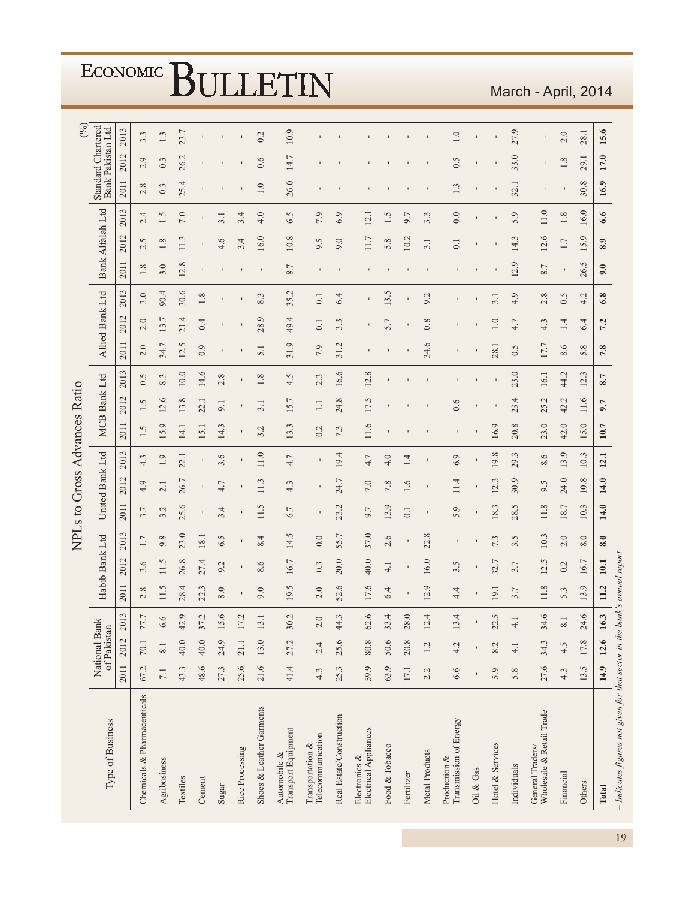## NPLs to Gross Advances Ratio

(%)

| Type of Business | National Bank of Pakistan | | | Habib Bank Ltd | | | United Bank Ltd | | | MCB Bank Ltd | | | Allied Bank Ltd | | | Bank Alfalah Ltd | | | Standard Chartered Bank Pakistan Ltd | | |
|---|---|---|---|---|---|---|---|---|---|---|---|---|---|---|---|---|---|---|---|---|---|
| | 2011 | 2012 | 2013 | 2011 | 2012 | 2013 | 2011 | 2012 | 2013 | 2011 | 2012 | 2013 | 2011 | 2012 | 2013 | 2011 | 2012 | 2013 | 2011 | 2012 | 2013 |
| Chemicals & Pharmaceuticals | 67.2 | 70.1 | 77.7 | 2.8 | 3.6 | 1.7 | 3.7 | 4.9 | 4.3 | 1.5 | 1.5 | 0.5 | 2.0 | 2.0 | 3.0 | 1.8 | 2.5 | 2.4 | 2.8 | 2.9 | 3.3 |
| Agribusiness | 7.1 | 8.1 | 6.6 | 11.5 | 11.5 | 9.8 | 3.2 | 2.1 | 1.9 | 15.9 | 12.6 | 8.3 | 34.7 | 13.7 | 90.4 | 3.0 | 1.8 | 1.5 | 0.3 | 0.3 | 1.3 |
| Textiles | 43.3 | 40.0 | 42.9 | 28.4 | 26.8 | 23.0 | 25.6 | 26.7 | 22.1 | 14.1 | 13.8 | 10.0 | 12.5 | 21.4 | 30.6 | 12.8 | 11.3 | 7.0 | 25.4 | 26.2 | 23.7 |
| Cement | 48.6 | 40.0 | 37.2 | 22.3 | 27.4 | 18.1 | - | - | - | 15.1 | 22.1 | 14.6 | 0.9 | 0.4 | 1.8 | - | - | - | - | - | - |
| Sugar | 27.3 | 24.9 | 15.6 | 8.0 | 9.2 | 6.5 | 3.4 | 4.7 | 3.6 | 14.3 | 9.1 | 2.8 | - | - | - | - | 4.6 | 3.1 | - | - | - |
| Rice Processing | 25.6 | 21.1 | 17.2 | - | - | - | - | - | - | - | - | - | - | - | - | - | 3.4 | 3.4 | - | - | - |
| Shoes & Leather Garments | 21.6 | 13.0 | 13.1 | 9.0 | 8.6 | 8.4 | 11.5 | 11.3 | 11.0 | 3.2 | 3.1 | 1.8 | 5.1 | 28.9 | 8.3 | - | 16.0 | 4.0 | 1.0 | 0.6 | 0.2 |
| Automobile & Transport Equipment | 41.4 | 27.2 | 30.2 | 19.5 | 16.7 | 14.5 | 6.7 | 4.3 | 4.7 | 13.3 | 15.7 | 4.5 | 31.9 | 49.4 | 35.2 | 8.7 | 10.8 | 6.5 | 26.0 | 14.7 | 10.9 |
| Transportation & Telecommunication | 4.3 | 2.4 | 2.0 | 2.0 | 0.3 | 0.0 | - | - | - | 0.2 | 1.1 | 2.3 | 7.9 | 0.1 | 0.1 | - | 9.5 | 7.9 | - | - | - |
| Real Estate/Construction | 25.3 | 25.6 | 44.3 | 52.6 | 20.0 | 55.7 | 23.2 | 24.7 | 19.4 | 7.3 | 24.8 | 16.6 | 31.2 | 3.3 | 6.4 | - | 9.0 | 6.9 | - | - | - |
| Electronics & Electrical Appliances | 59.9 | 80.8 | 62.6 | 17.6 | 40.0 | 37.0 | 9.7 | 7.0 | 4.7 | 11.6 | 17.5 | 12.8 | - | - | - | - | 11.7 | 12.1 | - | - | - |
| Food & Tobacco | 63.9 | 50.6 | 33.4 | 6.4 | 4.1 | 2.6 | 13.9 | 7.8 | 4.0 | - | - | - | - | 5.7 | 13.5 | - | 5.8 | 1.5 | - | - | - |
| Fertilizer | 17.1 | 20.8 | 28.0 | - | - | - | 0.1 | 1.6 | 1.4 | - | - | - | - | - | - | - | 10.2 | 9.7 | - | - | - |
| Metal Products | 2.2 | 1.2 | 12.4 | 12.9 | 16.0 | 22.8 | - | - | - | - | - | - | 34.6 | 0.8 | 9.2 | - | 3.1 | 3.3 | - | - | - |
| Production & Transmission of Energy | 6.6 | 4.2 | 13.4 | 4.4 | 3.5 | - | 5.9 | 11.4 | 6.9 | - | 0.6 | - | - | - | - | - | 0.1 | 0.0 | 1.3 | 0.5 | 1.0 |
| Oil & Gas | - | - | - | - | - | - | - | - | - | - | - | - | - | - | - | - | - | - | - | - | - |
| Hotel & Services | 5.9 | 8.2 | 22.5 | 19.1 | 32.7 | 7.3 | 18.3 | 12.3 | 19.8 | 16.9 | - | - | 28.1 | 1.0 | 3.1 | - | - | - | - | - | - |
| Individuals | 5.8 | 4.1 | 4.1 | 3.7 | 3.7 | 3.5 | 28.5 | 30.9 | 29.3 | 20.8 | 23.4 | 23.0 | 0.5 | 4.7 | 4.9 | 12.9 | 14.3 | 5.9 | 32.1 | 33.0 | 27.9 |
| General Traders/ Wholesale & Retail Trade | 27.6 | 34.3 | 34.6 | 11.8 | 12.5 | 10.3 | 11.8 | 9.5 | 8.6 | 23.0 | 25.2 | 16.1 | 17.7 | 4.3 | 2.8 | 8.7 | 12.6 | 11.0 | - | - | - |
| Financial | 4.3 | 4.5 | 8.1 | 5.3 | 0.2 | 2.0 | 18.7 | 24.0 | 13.9 | 42.0 | 42.2 | 44.2 | 8.6 | 1.4 | 0.5 | - | 1.7 | 1.8 | - | 1.8 | 2.0 |
| Others | 13.5 | 17.8 | 24.6 | 13.9 | 16.7 | 8.0 | 10.3 | 10.8 | 10.3 | 15.0 | 11.6 | 12.3 | 5.8 | 6.4 | 4.2 | 26.5 | 15.9 | 16.0 | 30.8 | 29.1 | 28.1 |
| **Total** | **14.9** | **12.6** | **16.3** | **11.2** | **10.1** | **8.0** | **14.0** | **14.0** | **12.1** | **10.7** | **9.7** | **8.7** | **7.8** | **7.2** | **6.8** | **9.0** | **8.9** | **6.6** | **16.9** | **17.0** | **15.6** |

*– Indicates figures not given for that sector in the bank's annual report*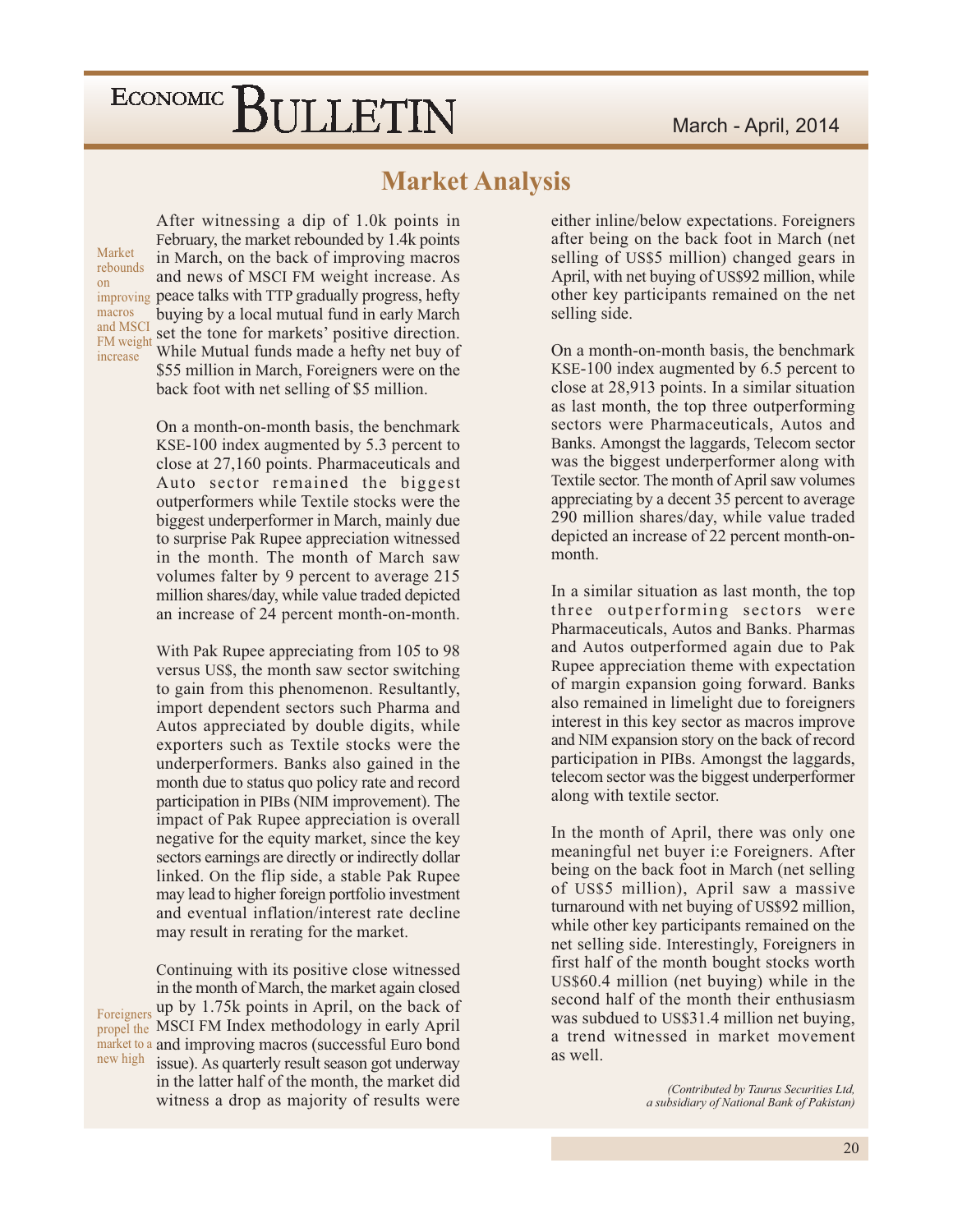## Market Analysis

Market rebounds on improving macros and MSCI FM weight increase

After witnessing a dip of 1.0k points in February, the market rebounded by 1.4k points in March, on the back of improving macros and news of MSCI FM weight increase. As peace talks with TTP gradually progress, hefty buying by a local mutual fund in early March set the tone for markets' positive direction. While Mutual funds made a hefty net buy of $55 million in March, Foreigners were on the back foot with net selling of $5 million.

On a month-on-month basis, the benchmark KSE-100 index augmented by 5.3 percent to close at 27,160 points. Pharmaceuticals and Auto sector remained the biggest outperformers while Textile stocks were the biggest underperformer in March, mainly due to surprise Pak Rupee appreciation witnessed in the month. The month of March saw volumes falter by 9 percent to average 215 million shares/day, while value traded depicted an increase of 24 percent month-on-month.

With Pak Rupee appreciating from 105 to 98 versus US$, the month saw sector switching to gain from this phenomenon. Resultantly, import dependent sectors such Pharma and Autos appreciated by double digits, while exporters such as Textile stocks were the underperformers. Banks also gained in the month due to status quo policy rate and record participation in PIBs (NIM improvement). The impact of Pak Rupee appreciation is overall negative for the equity market, since the key sectors earnings are directly or indirectly dollar linked. On the flip side, a stable Pak Rupee may lead to higher foreign portfolio investment and eventual inflation/interest rate decline may result in rerating for the market.

Foreigners propel the market to a new high

Continuing with its positive close witnessed in the month of March, the market again closed up by 1.75k points in April, on the back of MSCI FM Index methodology in early April and improving macros (successful Euro bond issue). As quarterly result season got underway in the latter half of the month, the market did witness a drop as majority of results were either inline/below expectations. Foreigners after being on the back foot in March (net selling of US$5 million) changed gears in April, with net buying of US$92 million, while other key participants remained on the net selling side.

On a month-on-month basis, the benchmark KSE-100 index augmented by 6.5 percent to close at 28,913 points. In a similar situation as last month, the top three outperforming sectors were Pharmaceuticals, Autos and Banks. Amongst the laggards, Telecom sector was the biggest underperformer along with Textile sector. The month of April saw volumes appreciating by a decent 35 percent to average 290 million shares/day, while value traded depicted an increase of 22 percent month-on-month.

In a similar situation as last month, the top three outperforming sectors were Pharmaceuticals, Autos and Banks. Pharmas and Autos outperformed again due to Pak Rupee appreciation theme with expectation of margin expansion going forward. Banks also remained in limelight due to foreigners interest in this key sector as macros improve and NIM expansion story on the back of record participation in PIBs. Amongst the laggards, telecom sector was the biggest underperformer along with textile sector.

In the month of April, there was only one meaningful net buyer i:e Foreigners. After being on the back foot in March (net selling of US$5 million), April saw a massive turnaround with net buying of US$92 million, while other key participants remained on the net selling side. Interestingly, Foreigners in first half of the month bought stocks worth US$60.4 million (net buying) while in the second half of the month their enthusiasm was subdued to US$31.4 million net buying, a trend witnessed in market movement as well.

*(Contributed by Taurus Securities Ltd, a subsidiary of National Bank of Pakistan)*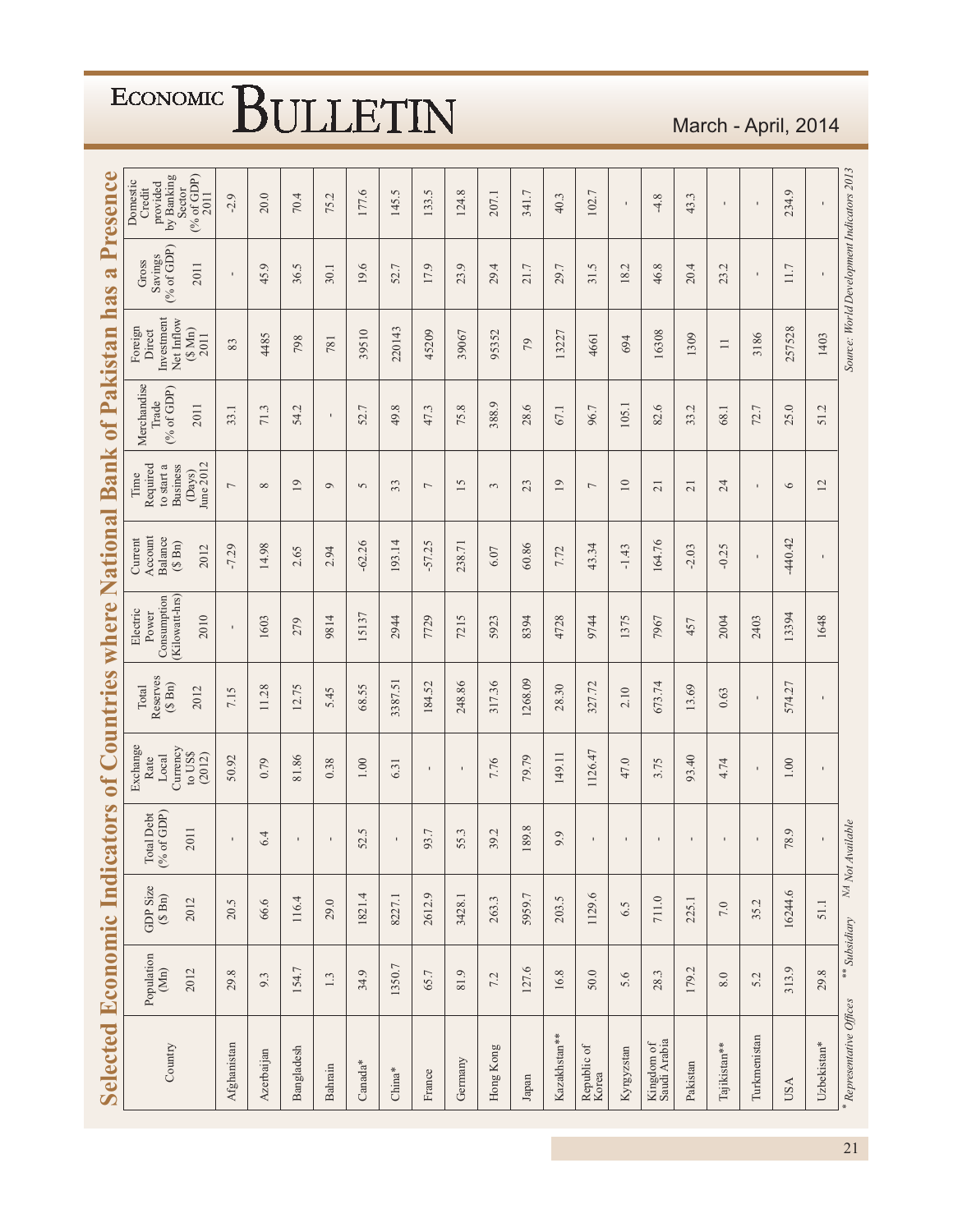# Selected Economic Indicators of Countries where National Bank of Pakistan has a Presence

| Country | Population (Mn) 2012 | GDP Size ($ Bn) 2012 | Total Debt (% of GDP) 2011 | Exchange Rate Local Currency to US$ (2012) | Total Reserves ($ Bn) 2012 | Electric Power Consumption (Kilowatt-hrs) 2010 | Current Account Balance ($ Bn) 2012 | Time Required to start a Business (Days) June 2012 | Merchandise Trade (% of GDP) 2011 | Foreign Direct Investment Net Inflow ($ Mn) 2011 | Gross Savings (% of GDP) 2011 | Domestic Credit provided by Banking Sector (% of GDP) 2011 |
|---|---|---|---|---|---|---|---|---|---|---|---|---|
| Afghanistan | 29.8 | 20.5 | - | 50.92 | 7.15 | - | -7.29 | 7 | 33.1 | 83 | - | -2.9 |
| Azerbaijan | 9.3 | 66.6 | 6.4 | 0.79 | 11.28 | 1603 | 14.98 | 8 | 71.3 | 4485 | 45.9 | 20.0 |
| Bangladesh | 154.7 | 116.4 | - | 81.86 | 12.75 | 279 | 2.65 | 19 | 54.2 | 798 | 36.5 | 70.4 |
| Bahrain | 1.3 | 29.0 | - | 0.38 | 5.45 | 9814 | 2.94 | 9 | - | 781 | 30.1 | 75.2 |
| Canada* | 34.9 | 1821.4 | 52.5 | 1.00 | 68.55 | 15137 | -62.26 | 5 | 52.7 | 39510 | 19.6 | 177.6 |
| China* | 1350.7 | 8227.1 | - | 6.31 | 3387.51 | 2944 | 193.14 | 33 | 49.8 | 220143 | 52.7 | 145.5 |
| France | 65.7 | 2612.9 | 93.7 | - | 184.52 | 7729 | -57.25 | 7 | 47.3 | 45209 | 17.9 | 133.5 |
| Germany | 81.9 | 3428.1 | 55.3 | - | 248.86 | 7215 | 238.71 | 15 | 75.8 | 39067 | 23.9 | 124.8 |
| Hong Kong | 7.2 | 263.3 | 39.2 | 7.76 | 317.36 | 5923 | 6.07 | 3 | 388.9 | 95352 | 29.4 | 207.1 |
| Japan | 127.6 | 5959.7 | 189.8 | 79.79 | 1268.09 | 8394 | 60.86 | 23 | 28.6 | 79 | 21.7 | 341.7 |
| Kazakhstan** | 16.8 | 203.5 | 9.9 | 149.11 | 28.30 | 4728 | 7.72 | 19 | 67.1 | 13227 | 29.7 | 40.3 |
| Republic of Korea | 50.0 | 1129.6 | - | 1126.47 | 327.72 | 9744 | 43.34 | 7 | 96.7 | 4661 | 31.5 | 102.7 |
| Kyrgyzstan | 5.6 | 6.5 | - | 47.0 | 2.10 | 1375 | -1.43 | 10 | 105.1 | 694 | 18.2 | - |
| Kingdom of Saudi Arabia | 28.3 | 711.0 | - | 3.75 | 673.74 | 7967 | 164.76 | 21 | 82.6 | 16308 | 46.8 | -4.8 |
| Pakistan | 179.2 | 225.1 | - | 93.40 | 13.69 | 457 | -2.03 | 21 | 33.2 | 1309 | 20.4 | 43.3 |
| Tajikistan** | 8.0 | 7.0 | - | 4.74 | 0.63 | 2004 | -0.25 | 24 | 68.1 | 11 | 23.2 | - |
| Turkmenistan | 5.2 | 35.2 | - | - | - | 2403 | - | - | 72.7 | 3186 | - | - |
| USA | 313.9 | 16244.6 | 78.9 | 1.00 | 574.27 | 13394 | -440.42 | 6 | 25.0 | 257528 | 11.7 | 234.9 |
| Uzbekistan* | 29.8 | 51.1 | - | - | - | 1648 | - | 12 | 51.2 | 1403 | - | - |

*\* Representative Offices* *\*\* Subsidiary* *NA Not Available*

*Source: World Development Indicators 2013*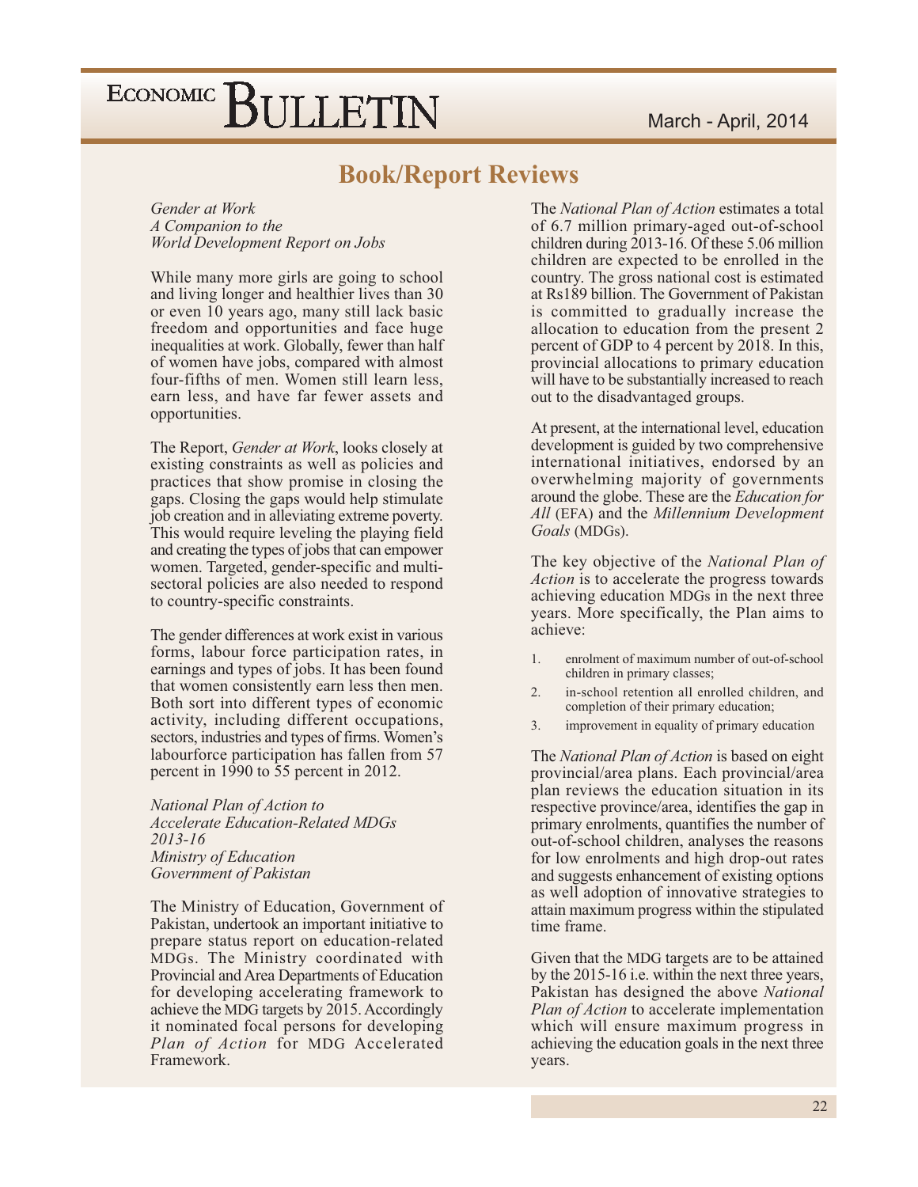## Book/Report Reviews

*Gender at Work*
*A Companion to the*
*World Development Report on Jobs*

While many more girls are going to school and living longer and healthier lives than 30 or even 10 years ago, many still lack basic freedom and opportunities and face huge inequalities at work. Globally, fewer than half of women have jobs, compared with almost four-fifths of men. Women still learn less, earn less, and have far fewer assets and opportunities.

The Report, *Gender at Work*, looks closely at existing constraints as well as policies and practices that show promise in closing the gaps. Closing the gaps would help stimulate job creation and in alleviating extreme poverty. This would require leveling the playing field and creating the types of jobs that can empower women. Targeted, gender-specific and multi-sectoral policies are also needed to respond to country-specific constraints.

The gender differences at work exist in various forms, labour force participation rates, in earnings and types of jobs. It has been found that women consistently earn less then men. Both sort into different types of economic activity, including different occupations, sectors, industries and types of firms. Women's labourforce participation has fallen from 57 percent in 1990 to 55 percent in 2012.

*National Plan of Action to*
*Accelerate Education-Related MDGs*
*2013-16*
*Ministry of Education*
*Government of Pakistan*

The Ministry of Education, Government of Pakistan, undertook an important initiative to prepare status report on education-related MDGs. The Ministry coordinated with Provincial and Area Departments of Education for developing accelerating framework to achieve the MDG targets by 2015. Accordingly it nominated focal persons for developing *Plan of Action* for MDG Accelerated Framework.

The *National Plan of Action* estimates a total of 6.7 million primary-aged out-of-school children during 2013-16. Of these 5.06 million children are expected to be enrolled in the country. The gross national cost is estimated at Rs189 billion. The Government of Pakistan is committed to gradually increase the allocation to education from the present 2 percent of GDP to 4 percent by 2018. In this, provincial allocations to primary education will have to be substantially increased to reach out to the disadvantaged groups.

At present, at the international level, education development is guided by two comprehensive international initiatives, endorsed by an overwhelming majority of governments around the globe. These are the *Education for All* (EFA) and the *Millennium Development Goals* (MDGs).

The key objective of the *National Plan of Action* is to accelerate the progress towards achieving education MDGs in the next three years. More specifically, the Plan aims to achieve:

1. enrolment of maximum number of out-of-school children in primary classes;
2. in-school retention all enrolled children, and completion of their primary education;
3. improvement in equality of primary education

The *National Plan of Action* is based on eight provincial/area plans. Each provincial/area plan reviews the education situation in its respective province/area, identifies the gap in primary enrolments, quantifies the number of out-of-school children, analyses the reasons for low enrolments and high drop-out rates and suggests enhancement of existing options as well adoption of innovative strategies to attain maximum progress within the stipulated time frame.

Given that the MDG targets are to be attained by the 2015-16 i.e. within the next three years, Pakistan has designed the above *National Plan of Action* to accelerate implementation which will ensure maximum progress in achieving the education goals in the next three years.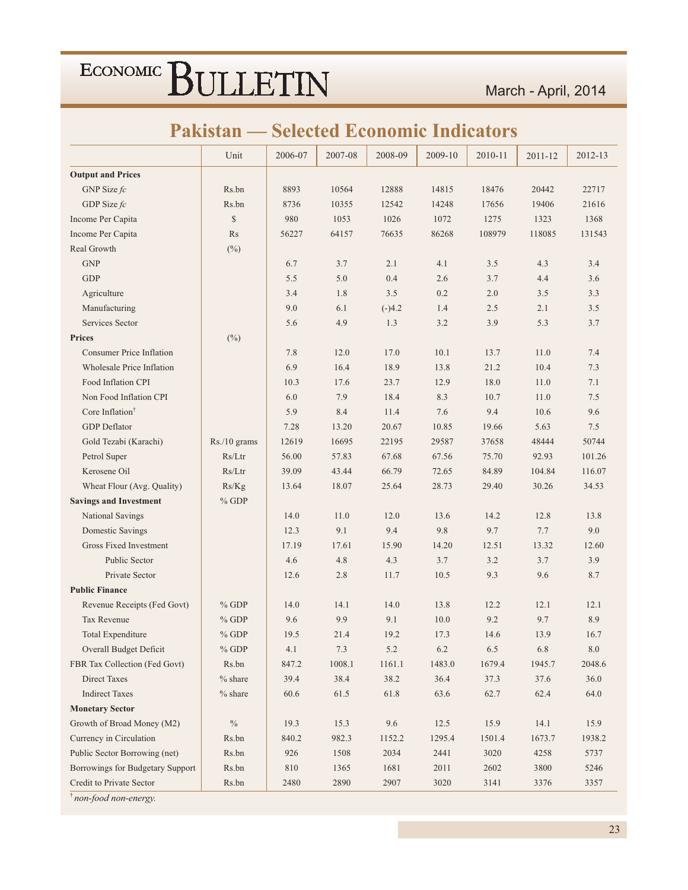# Pakistan — Selected Economic Indicators

| | Unit | 2006-07 | 2007-08 | 2008-09 | 2009-10 | 2010-11 | 2011-12 | 2012-13 |
|---|---|---|---|---|---|---|---|---|
| **Output and Prices** | | | | | | | | |
| GNP Size *fc* | Rs.bn | 8893 | 10564 | 12888 | 14815 | 18476 | 20442 | 22717 |
| GDP Size *fc* | Rs.bn | 8736 | 10355 | 12542 | 14248 | 17656 | 19406 | 21616 |
| Income Per Capita | $ | 980 | 1053 | 1026 | 1072 | 1275 | 1323 | 1368 |
| Income Per Capita | Rs | 56227 | 64157 | 76635 | 86268 | 108979 | 118085 | 131543 |
| Real Growth | (%) | | | | | | | |
| GNP | | 6.7 | 3.7 | 2.1 | 4.1 | 3.5 | 4.3 | 3.4 |
| GDP | | 5.5 | 5.0 | 0.4 | 2.6 | 3.7 | 4.4 | 3.6 |
| Agriculture | | 3.4 | 1.8 | 3.5 | 0.2 | 2.0 | 3.5 | 3.3 |
| Manufacturing | | 9.0 | 6.1 | (-)4.2 | 1.4 | 2.5 | 2.1 | 3.5 |
| Services Sector | | 5.6 | 4.9 | 1.3 | 3.2 | 3.9 | 5.3 | 3.7 |
| **Prices** | (%) | | | | | | | |
| Consumer Price Inflation | | 7.8 | 12.0 | 17.0 | 10.1 | 13.7 | 11.0 | 7.4 |
| Wholesale Price Inflation | | 6.9 | 16.4 | 18.9 | 13.8 | 21.2 | 10.4 | 7.3 |
| Food Inflation CPI | | 10.3 | 17.6 | 23.7 | 12.9 | 18.0 | 11.0 | 7.1 |
| Non Food Inflation CPI | | 6.0 | 7.9 | 18.4 | 8.3 | 10.7 | 11.0 | 7.5 |
| Core Inflation† | | 5.9 | 8.4 | 11.4 | 7.6 | 9.4 | 10.6 | 9.6 |
| GDP Deflator | | 7.28 | 13.20 | 20.67 | 10.85 | 19.66 | 5.63 | 7.5 |
| Gold Tezabi (Karachi) | Rs./10 grams | 12619 | 16695 | 22195 | 29587 | 37658 | 48444 | 50744 |
| Petrol Super | Rs/Ltr | 56.00 | 57.83 | 67.68 | 67.56 | 75.70 | 92.93 | 101.26 |
| Kerosene Oil | Rs/Ltr | 39.09 | 43.44 | 66.79 | 72.65 | 84.89 | 104.84 | 116.07 |
| Wheat Flour (Avg. Quality) | Rs/Kg | 13.64 | 18.07 | 25.64 | 28.73 | 29.40 | 30.26 | 34.53 |
| **Savings and Investment** | % GDP | | | | | | | |
| National Savings | | 14.0 | 11.0 | 12.0 | 13.6 | 14.2 | 12.8 | 13.8 |
| Domestic Savings | | 12.3 | 9.1 | 9.4 | 9.8 | 9.7 | 7.7 | 9.0 |
| Gross Fixed Investment | | 17.19 | 17.61 | 15.90 | 14.20 | 12.51 | 13.32 | 12.60 |
| Public Sector | | 4.6 | 4.8 | 4.3 | 3.7 | 3.2 | 3.7 | 3.9 |
| Private Sector | | 12.6 | 2.8 | 11.7 | 10.5 | 9.3 | 9.6 | 8.7 |
| **Public Finance** | | | | | | | | |
| Revenue Receipts (Fed Govt) | % GDP | 14.0 | 14.1 | 14.0 | 13.8 | 12.2 | 12.1 | 12.1 |
| Tax Revenue | % GDP | 9.6 | 9.9 | 9.1 | 10.0 | 9.2 | 9.7 | 8.9 |
| Total Expenditure | % GDP | 19.5 | 21.4 | 19.2 | 17.3 | 14.6 | 13.9 | 16.7 |
| Overall Budget Deficit | % GDP | 4.1 | 7.3 | 5.2 | 6.2 | 6.5 | 6.8 | 8.0 |
| FBR Tax Collection (Fed Govt) | Rs.bn | 847.2 | 1008.1 | 1161.1 | 1483.0 | 1679.4 | 1945.7 | 2048.6 |
| Direct Taxes | % share | 39.4 | 38.4 | 38.2 | 36.4 | 37.3 | 37.6 | 36.0 |
| Indirect Taxes | % share | 60.6 | 61.5 | 61.8 | 63.6 | 62.7 | 62.4 | 64.0 |
| **Monetary Sector** | | | | | | | | |
| Growth of Broad Money (M2) | % | 19.3 | 15.3 | 9.6 | 12.5 | 15.9 | 14.1 | 15.9 |
| Currency in Circulation | Rs.bn | 840.2 | 982.3 | 1152.2 | 1295.4 | 1501.4 | 1673.7 | 1938.2 |
| Public Sector Borrowing (net) | Rs.bn | 926 | 1508 | 2034 | 2441 | 3020 | 4258 | 5737 |
| Borrowings for Budgetary Support | Rs.bn | 810 | 1365 | 1681 | 2011 | 2602 | 3800 | 5246 |
| Credit to Private Sector | Rs.bn | 2480 | 2890 | 2907 | 3020 | 3141 | 3376 | 3357 |

† *non-food non-energy.*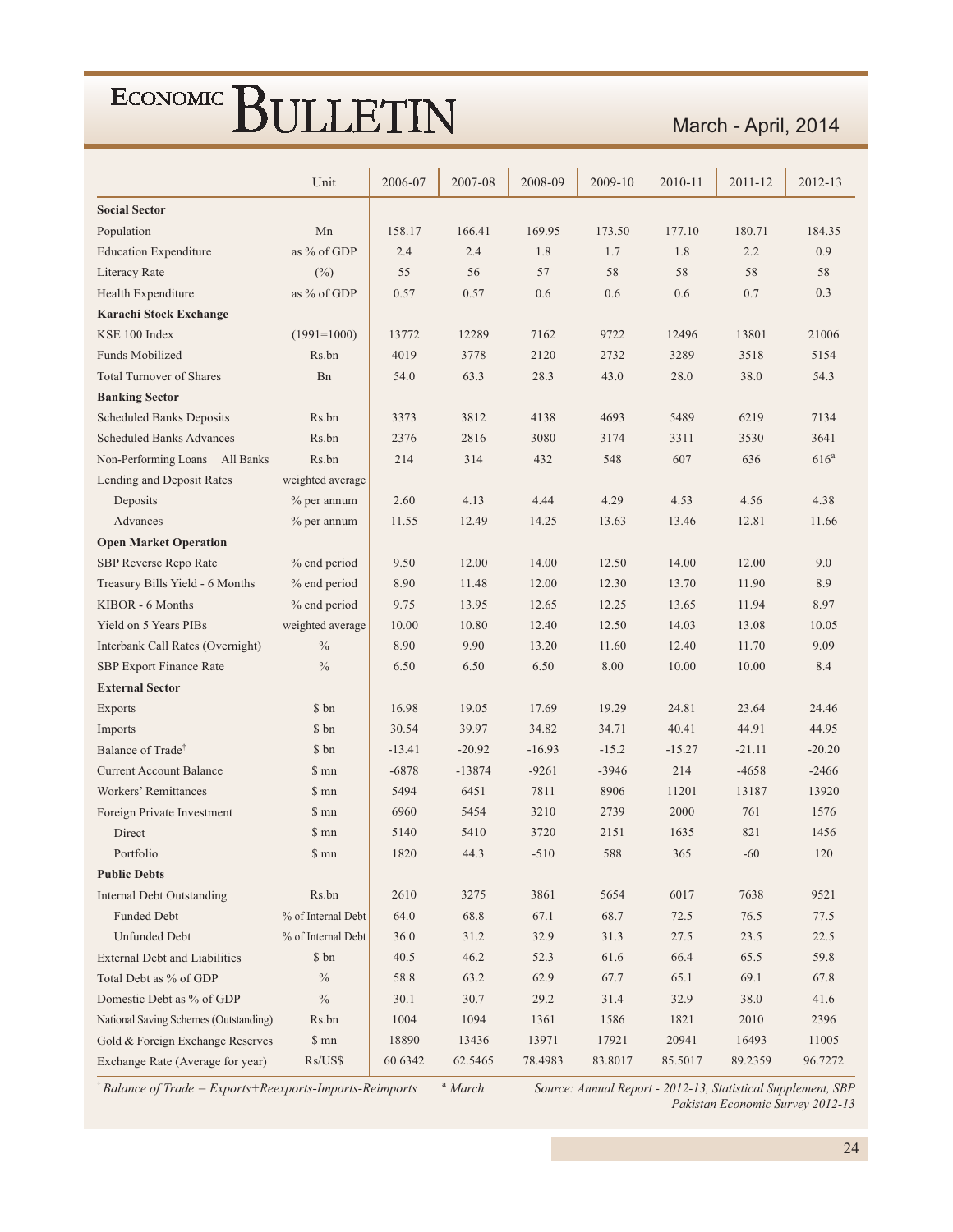| | Unit | 2006-07 | 2007-08 | 2008-09 | 2009-10 | 2010-11 | 2011-12 | 2012-13 |
|---|---|---|---|---|---|---|---|---|
| **Social Sector** | | | | | | | | |
| Population | Mn | 158.17 | 166.41 | 169.95 | 173.50 | 177.10 | 180.71 | 184.35 |
| Education Expenditure | as % of GDP | 2.4 | 2.4 | 1.8 | 1.7 | 1.8 | 2.2 | 0.9 |
| Literacy Rate | (%) | 55 | 56 | 57 | 58 | 58 | 58 | 58 |
| Health Expenditure | as % of GDP | 0.57 | 0.57 | 0.6 | 0.6 | 0.6 | 0.7 | 0.3 |
| **Karachi Stock Exchange** | | | | | | | | |
| KSE 100 Index | (1991=1000) | 13772 | 12289 | 7162 | 9722 | 12496 | 13801 | 21006 |
| Funds Mobilized | Rs.bn | 4019 | 3778 | 2120 | 2732 | 3289 | 3518 | 5154 |
| Total Turnover of Shares | Bn | 54.0 | 63.3 | 28.3 | 43.0 | 28.0 | 38.0 | 54.3 |
| **Banking Sector** | | | | | | | | |
| Scheduled Banks Deposits | Rs.bn | 3373 | 3812 | 4138 | 4693 | 5489 | 6219 | 7134 |
| Scheduled Banks Advances | Rs.bn | 2376 | 2816 | 3080 | 3174 | 3311 | 3530 | 3641 |
| Non-Performing Loans All Banks | Rs.bn | 214 | 314 | 432 | 548 | 607 | 636 | 616[a] |
| Lending and Deposit Rates | weighted average | | | | | | | |
| Deposits | % per annum | 2.60 | 4.13 | 4.44 | 4.29 | 4.53 | 4.56 | 4.38 |
| Advances | % per annum | 11.55 | 12.49 | 14.25 | 13.63 | 13.46 | 12.81 | 11.66 |
| **Open Market Operation** | | | | | | | | |
| SBP Reverse Repo Rate | % end period | 9.50 | 12.00 | 14.00 | 12.50 | 14.00 | 12.00 | 9.0 |
| Treasury Bills Yield - 6 Months | % end period | 8.90 | 11.48 | 12.00 | 12.30 | 13.70 | 11.90 | 8.9 |
| KIBOR - 6 Months | % end period | 9.75 | 13.95 | 12.65 | 12.25 | 13.65 | 11.94 | 8.97 |
| Yield on 5 Years PIBs | weighted average | 10.00 | 10.80 | 12.40 | 12.50 | 14.03 | 13.08 | 10.05 |
| Interbank Call Rates (Overnight) | % | 8.90 | 9.90 | 13.20 | 11.60 | 12.40 | 11.70 | 9.09 |
| SBP Export Finance Rate | % | 6.50 | 6.50 | 6.50 | 8.00 | 10.00 | 10.00 | 8.4 |
| **External Sector** | | | | | | | | |
| Exports | $ bn | 16.98 | 19.05 | 17.69 | 19.29 | 24.81 | 23.64 | 24.46 |
| Imports | $ bn | 30.54 | 39.97 | 34.82 | 34.71 | 40.41 | 44.91 | 44.95 |
| Balance of Trade[†] | $ bn | -13.41 | -20.92 | -16.93 | -15.2 | -15.27 | -21.11 | -20.20 |
| Current Account Balance | $ mn | -6878 | -13874 | -9261 | -3946 | 214 | -4658 | -2466 |
| Workers' Remittances | $ mn | 5494 | 6451 | 7811 | 8906 | 11201 | 13187 | 13920 |
| Foreign Private Investment | $ mn | 6960 | 5454 | 3210 | 2739 | 2000 | 761 | 1576 |
| Direct | $ mn | 5140 | 5410 | 3720 | 2151 | 1635 | 821 | 1456 |
| Portfolio | $ mn | 1820 | 44.3 | -510 | 588 | 365 | -60 | 120 |
| **Public Debts** | | | | | | | | |
| Internal Debt Outstanding | Rs.bn | 2610 | 3275 | 3861 | 5654 | 6017 | 7638 | 9521 |
| Funded Debt | % of Internal Debt | 64.0 | 68.8 | 67.1 | 68.7 | 72.5 | 76.5 | 77.5 |
| Unfunded Debt | % of Internal Debt | 36.0 | 31.2 | 32.9 | 31.3 | 27.5 | 23.5 | 22.5 |
| External Debt and Liabilities | $ bn | 40.5 | 46.2 | 52.3 | 61.6 | 66.4 | 65.5 | 59.8 |
| Total Debt as % of GDP | % | 58.8 | 63.2 | 62.9 | 67.7 | 65.1 | 69.1 | 67.8 |
| Domestic Debt as % of GDP | % | 30.1 | 30.7 | 29.2 | 31.4 | 32.9 | 38.0 | 41.6 |
| National Saving Schemes (Outstanding) | Rs.bn | 1004 | 1094 | 1361 | 1586 | 1821 | 2010 | 2396 |
| Gold & Foreign Exchange Reserves | $ mn | 18890 | 13436 | 13971 | 17921 | 20941 | 16493 | 11005 |
| Exchange Rate (Average for year) | Rs/US$ | 60.6342 | 62.5465 | 78.4983 | 83.8017 | 85.5017 | 89.2359 | 96.7272 |

[†] *Balance of Trade = Exports+Reexports-Imports-Reimports* [a] *March*

*Source: Annual Report - 2012-13, Statistical Supplement, SBP Pakistan Economic Survey 2012-13*